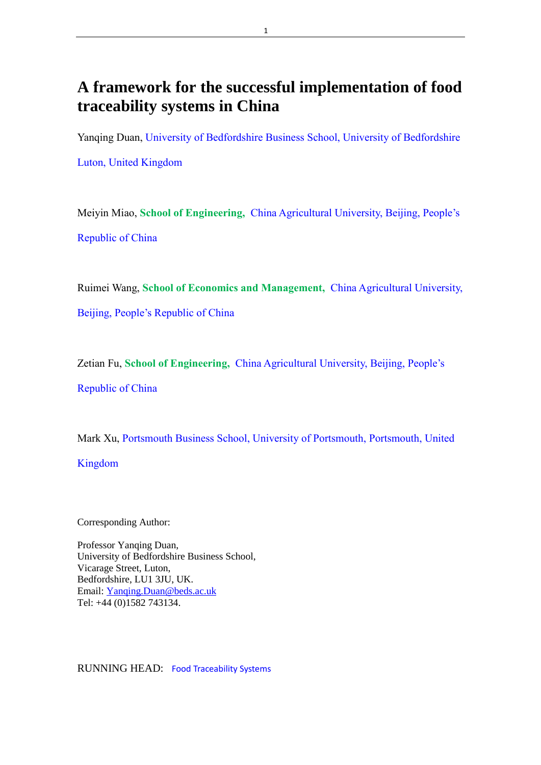# A framework for the successful implementation of food traceability systems in China

Yanqing Duan, University of Bedfordshire Business School, University of Bedfordshire Luton, United Kingdom

Meiyin Miao, **School of Engineering,** China Agricultural University, Beijing, People's Republic of China

Ruimei Wang, **School of Economics and Management,** China Agricultural University, Beijing, People's Republic of China

Zetian Fu, **School of Engineering,** China Agricultural University, Beijing, People's Republic of China

Mark Xu, Portsmouth Business School, University of Portsmouth, Portsmouth, United Kingdom

Corresponding Author:

Professor Yanqing Duan,
University of Bedfordshire Business School,
Vicarage Street, Luton,
Bedfordshire, LU1 3JU, UK.
Email: Yanqing.Duan@beds.ac.uk
Tel: +44 (0)1582 743134.

RUNNING HEAD: Food Traceability Systems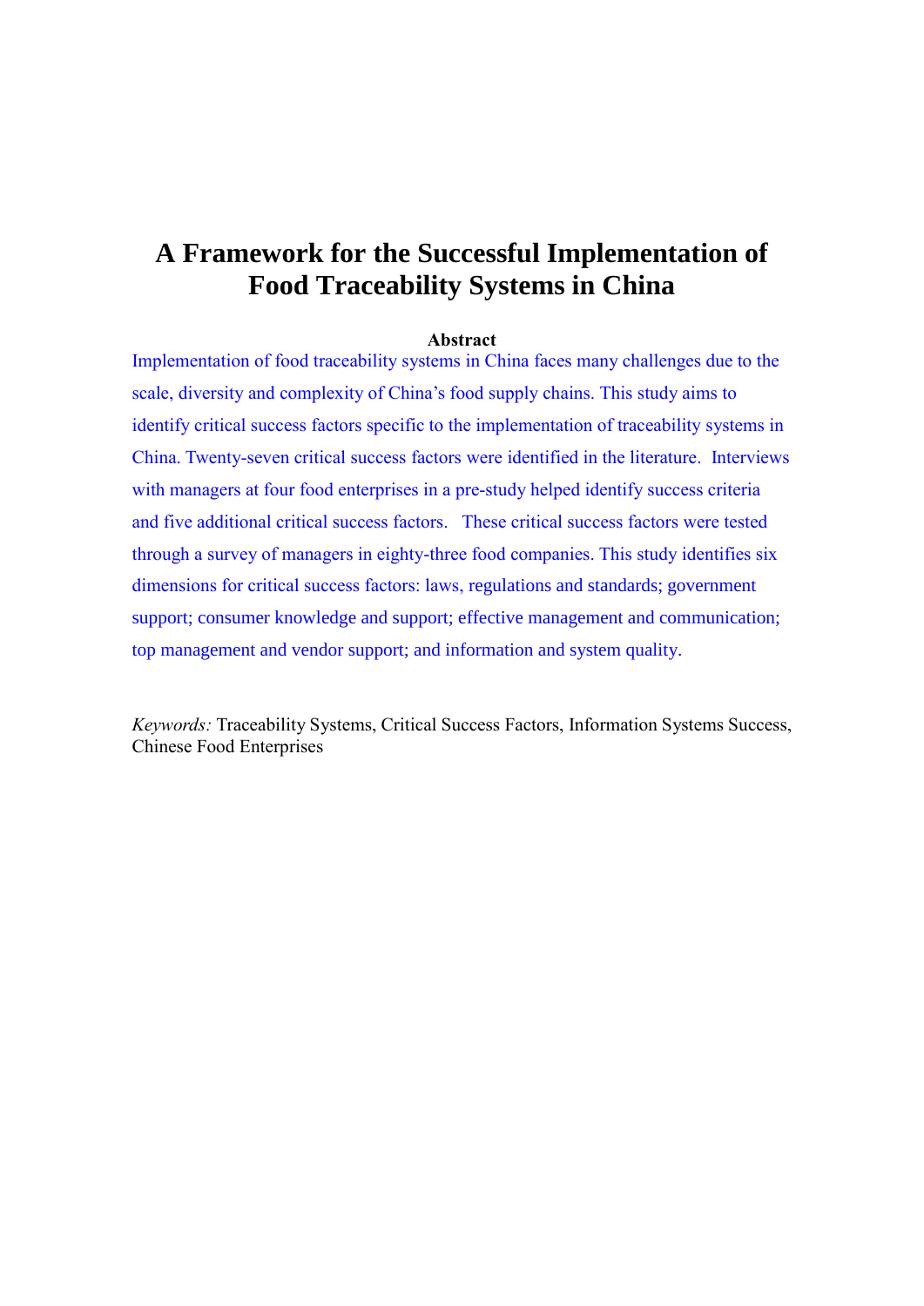# A Framework for the Successful Implementation of Food Traceability Systems in China

**Abstract**

Implementation of food traceability systems in China faces many challenges due to the scale, diversity and complexity of China's food supply chains. This study aims to identify critical success factors specific to the implementation of traceability systems in China. Twenty-seven critical success factors were identified in the literature. Interviews with managers at four food enterprises in a pre-study helped identify success criteria and five additional critical success factors. These critical success factors were tested through a survey of managers in eighty-three food companies. This study identifies six dimensions for critical success factors: laws, regulations and standards; government support; consumer knowledge and support; effective management and communication; top management and vendor support; and information and system quality.

*Keywords:* Traceability Systems, Critical Success Factors, Information Systems Success, Chinese Food Enterprises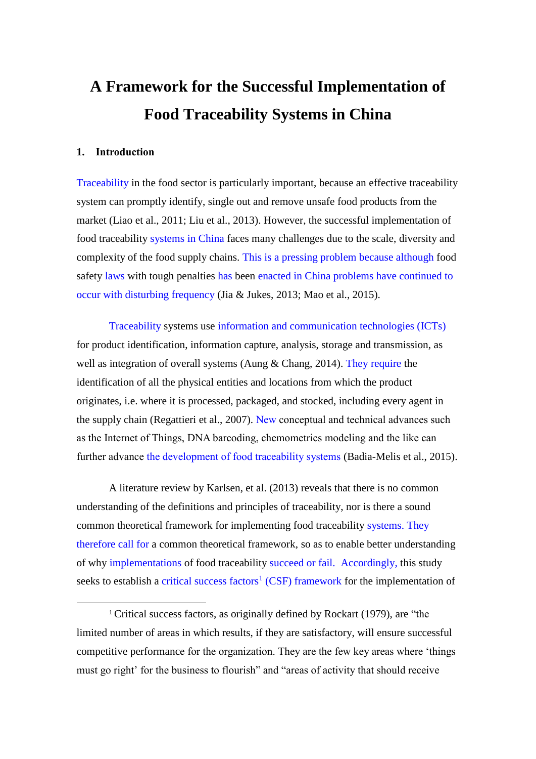# A Framework for the Successful Implementation of Food Traceability Systems in China

## 1. Introduction

Traceability in the food sector is particularly important, because an effective traceability system can promptly identify, single out and remove unsafe food products from the market (Liao et al., 2011; Liu et al., 2013). However, the successful implementation of food traceability systems in China faces many challenges due to the scale, diversity and complexity of the food supply chains. This is a pressing problem because although food safety laws with tough penalties has been enacted in China problems have continued to occur with disturbing frequency (Jia & Jukes, 2013; Mao et al., 2015).

Traceability systems use information and communication technologies (ICTs) for product identification, information capture, analysis, storage and transmission, as well as integration of overall systems (Aung & Chang, 2014). They require the identification of all the physical entities and locations from which the product originates, i.e. where it is processed, packaged, and stocked, including every agent in the supply chain (Regattieri et al., 2007). New conceptual and technical advances such as the Internet of Things, DNA barcoding, chemometrics modeling and the like can further advance the development of food traceability systems (Badia-Melis et al., 2015).

A literature review by Karlsen, et al. (2013) reveals that there is no common understanding of the definitions and principles of traceability, nor is there a sound common theoretical framework for implementing food traceability systems. They therefore call for a common theoretical framework, so as to enable better understanding of why implementations of food traceability succeed or fail. Accordingly, this study seeks to establish a critical success factors[1] (CSF) framework for the implementation of

[1] Critical success factors, as originally defined by Rockart (1979), are "the limited number of areas in which results, if they are satisfactory, will ensure successful competitive performance for the organization. They are the few key areas where 'things must go right' for the business to flourish" and "areas of activity that should receive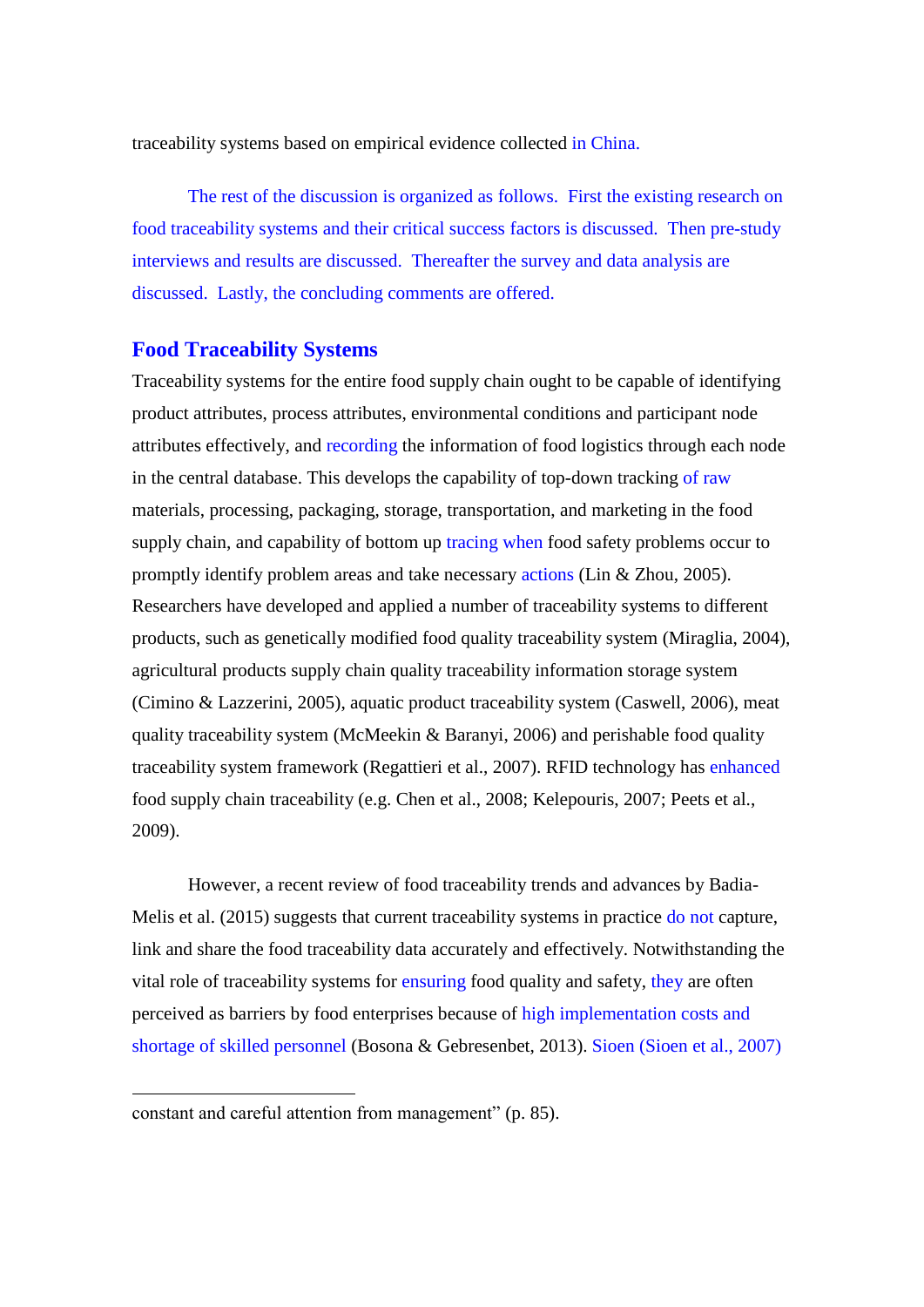traceability systems based on empirical evidence collected in China.

The rest of the discussion is organized as follows. First the existing research on food traceability systems and their critical success factors is discussed. Then pre-study interviews and results are discussed. Thereafter the survey and data analysis are discussed. Lastly, the concluding comments are offered.

## Food Traceability Systems

Traceability systems for the entire food supply chain ought to be capable of identifying product attributes, process attributes, environmental conditions and participant node attributes effectively, and recording the information of food logistics through each node in the central database. This develops the capability of top-down tracking of raw materials, processing, packaging, storage, transportation, and marketing in the food supply chain, and capability of bottom up tracing when food safety problems occur to promptly identify problem areas and take necessary actions (Lin & Zhou, 2005). Researchers have developed and applied a number of traceability systems to different products, such as genetically modified food quality traceability system (Miraglia, 2004), agricultural products supply chain quality traceability information storage system (Cimino & Lazzerini, 2005), aquatic product traceability system (Caswell, 2006), meat quality traceability system (McMeekin & Baranyi, 2006) and perishable food quality traceability system framework (Regattieri et al., 2007). RFID technology has enhanced food supply chain traceability (e.g. Chen et al., 2008; Kelepouris, 2007; Peets et al., 2009).

However, a recent review of food traceability trends and advances by Badia-Melis et al. (2015) suggests that current traceability systems in practice do not capture, link and share the food traceability data accurately and effectively. Notwithstanding the vital role of traceability systems for ensuring food quality and safety, they are often perceived as barriers by food enterprises because of high implementation costs and shortage of skilled personnel (Bosona & Gebresenbet, 2013). Sioen (Sioen et al., 2007)

---

constant and careful attention from management" (p. 85).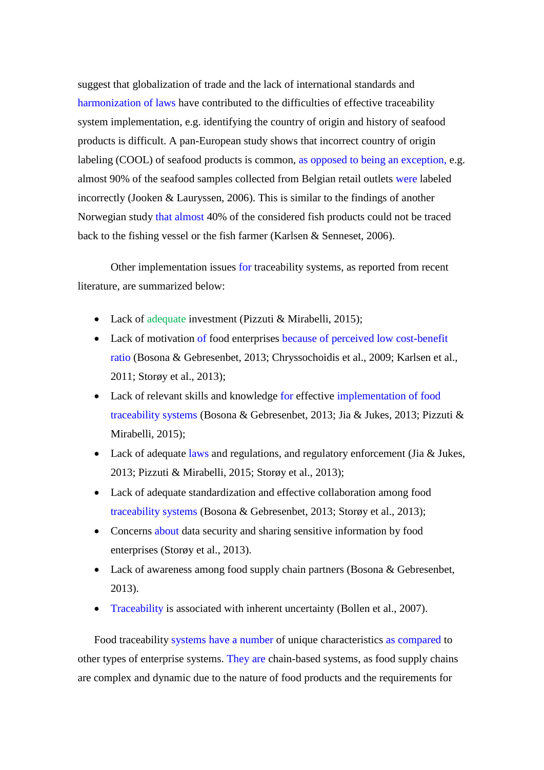suggest that globalization of trade and the lack of international standards and harmonization of laws have contributed to the difficulties of effective traceability system implementation, e.g. identifying the country of origin and history of seafood products is difficult. A pan-European study shows that incorrect country of origin labeling (COOL) of seafood products is common, as opposed to being an exception, e.g. almost 90% of the seafood samples collected from Belgian retail outlets were labeled incorrectly (Jooken & Lauryssen, 2006). This is similar to the findings of another Norwegian study that almost 40% of the considered fish products could not be traced back to the fishing vessel or the fish farmer (Karlsen & Senneset, 2006).

Other implementation issues for traceability systems, as reported from recent literature, are summarized below:

- Lack of adequate investment (Pizzuti & Mirabelli, 2015);
- Lack of motivation of food enterprises because of perceived low cost-benefit ratio (Bosona & Gebresenbet, 2013; Chryssochoidis et al., 2009; Karlsen et al., 2011; Storøy et al., 2013);
- Lack of relevant skills and knowledge for effective implementation of food traceability systems (Bosona & Gebresenbet, 2013; Jia & Jukes, 2013; Pizzuti & Mirabelli, 2015);
- Lack of adequate laws and regulations, and regulatory enforcement (Jia & Jukes, 2013; Pizzuti & Mirabelli, 2015; Storøy et al., 2013);
- Lack of adequate standardization and effective collaboration among food traceability systems (Bosona & Gebresenbet, 2013; Storøy et al., 2013);
- Concerns about data security and sharing sensitive information by food enterprises (Storøy et al., 2013).
- Lack of awareness among food supply chain partners (Bosona & Gebresenbet, 2013).
- Traceability is associated with inherent uncertainty (Bollen et al., 2007).

Food traceability systems have a number of unique characteristics as compared to other types of enterprise systems. They are chain-based systems, as food supply chains are complex and dynamic due to the nature of food products and the requirements for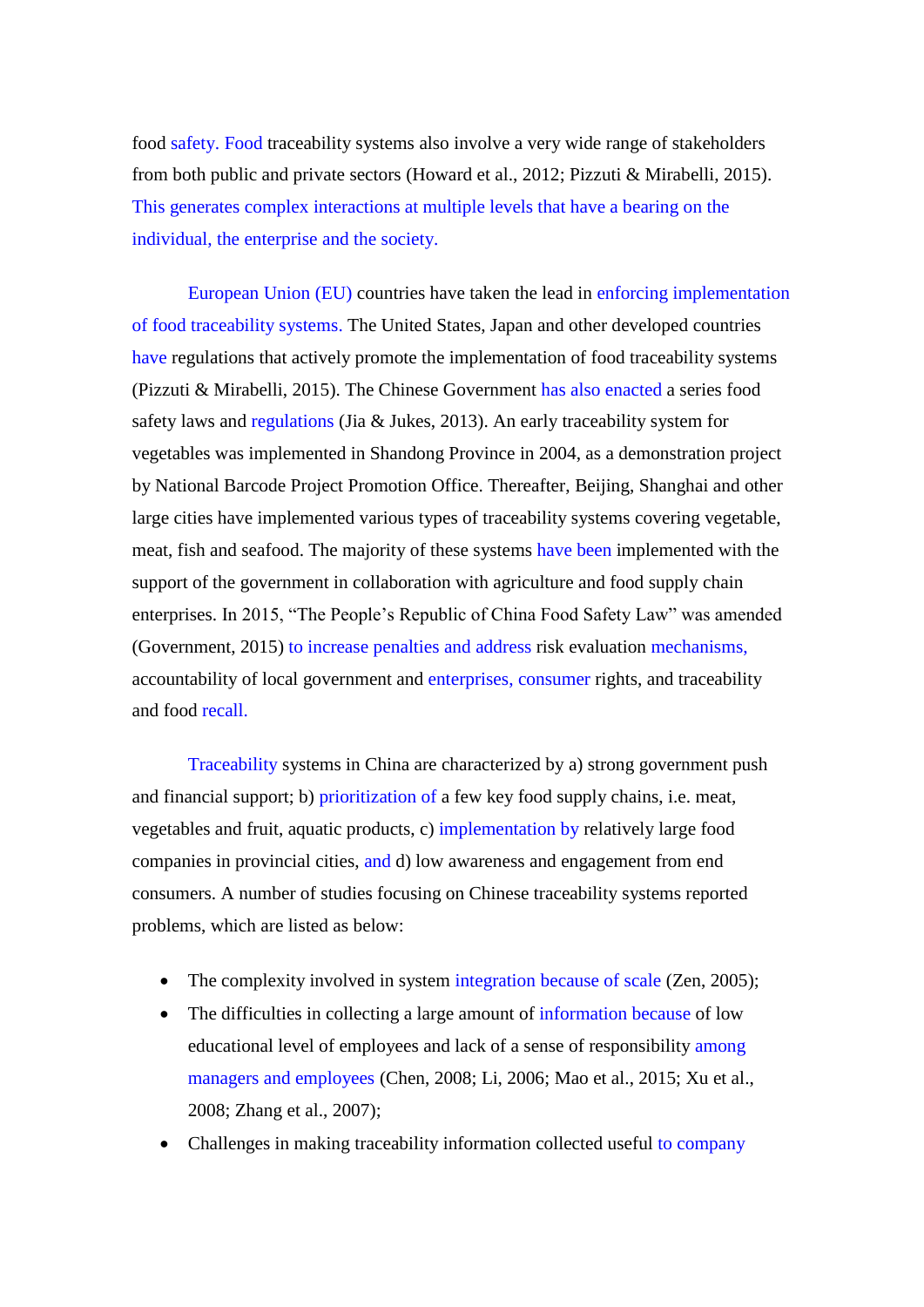food safety. Food traceability systems also involve a very wide range of stakeholders from both public and private sectors (Howard et al., 2012; Pizzuti & Mirabelli, 2015). This generates complex interactions at multiple levels that have a bearing on the individual, the enterprise and the society.

European Union (EU) countries have taken the lead in enforcing implementation of food traceability systems. The United States, Japan and other developed countries have regulations that actively promote the implementation of food traceability systems (Pizzuti & Mirabelli, 2015). The Chinese Government has also enacted a series food safety laws and regulations (Jia & Jukes, 2013). An early traceability system for vegetables was implemented in Shandong Province in 2004, as a demonstration project by National Barcode Project Promotion Office. Thereafter, Beijing, Shanghai and other large cities have implemented various types of traceability systems covering vegetable, meat, fish and seafood. The majority of these systems have been implemented with the support of the government in collaboration with agriculture and food supply chain enterprises. In 2015, "The People's Republic of China Food Safety Law" was amended (Government, 2015) to increase penalties and address risk evaluation mechanisms, accountability of local government and enterprises, consumer rights, and traceability and food recall.

Traceability systems in China are characterized by a) strong government push and financial support; b) prioritization of a few key food supply chains, i.e. meat, vegetables and fruit, aquatic products, c) implementation by relatively large food companies in provincial cities, and d) low awareness and engagement from end consumers. A number of studies focusing on Chinese traceability systems reported problems, which are listed as below:

- The complexity involved in system integration because of scale (Zen, 2005);
- The difficulties in collecting a large amount of information because of low educational level of employees and lack of a sense of responsibility among managers and employees (Chen, 2008; Li, 2006; Mao et al., 2015; Xu et al., 2008; Zhang et al., 2007);
- Challenges in making traceability information collected useful to company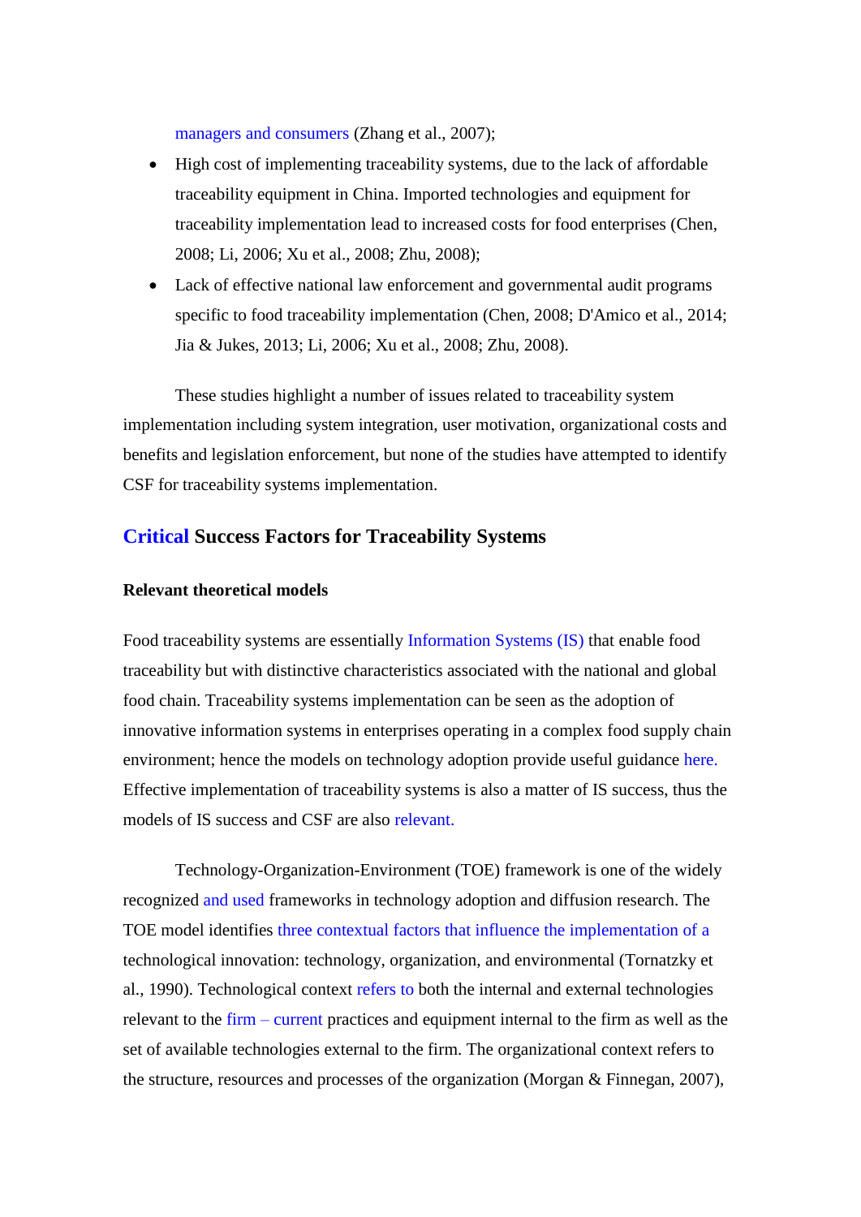managers and consumers (Zhang et al., 2007);

- High cost of implementing traceability systems, due to the lack of affordable traceability equipment in China. Imported technologies and equipment for traceability implementation lead to increased costs for food enterprises (Chen, 2008; Li, 2006; Xu et al., 2008; Zhu, 2008);
- Lack of effective national law enforcement and governmental audit programs specific to food traceability implementation (Chen, 2008; D'Amico et al., 2014; Jia & Jukes, 2013; Li, 2006; Xu et al., 2008; Zhu, 2008).

These studies highlight a number of issues related to traceability system implementation including system integration, user motivation, organizational costs and benefits and legislation enforcement, but none of the studies have attempted to identify CSF for traceability systems implementation.

## Critical Success Factors for Traceability Systems

### Relevant theoretical models

Food traceability systems are essentially Information Systems (IS) that enable food traceability but with distinctive characteristics associated with the national and global food chain. Traceability systems implementation can be seen as the adoption of innovative information systems in enterprises operating in a complex food supply chain environment; hence the models on technology adoption provide useful guidance here. Effective implementation of traceability systems is also a matter of IS success, thus the models of IS success and CSF are also relevant.

Technology-Organization-Environment (TOE) framework is one of the widely recognized and used frameworks in technology adoption and diffusion research. The TOE model identifies three contextual factors that influence the implementation of a technological innovation: technology, organization, and environmental (Tornatzky et al., 1990). Technological context refers to both the internal and external technologies relevant to the firm – current practices and equipment internal to the firm as well as the set of available technologies external to the firm. The organizational context refers to the structure, resources and processes of the organization (Morgan & Finnegan, 2007),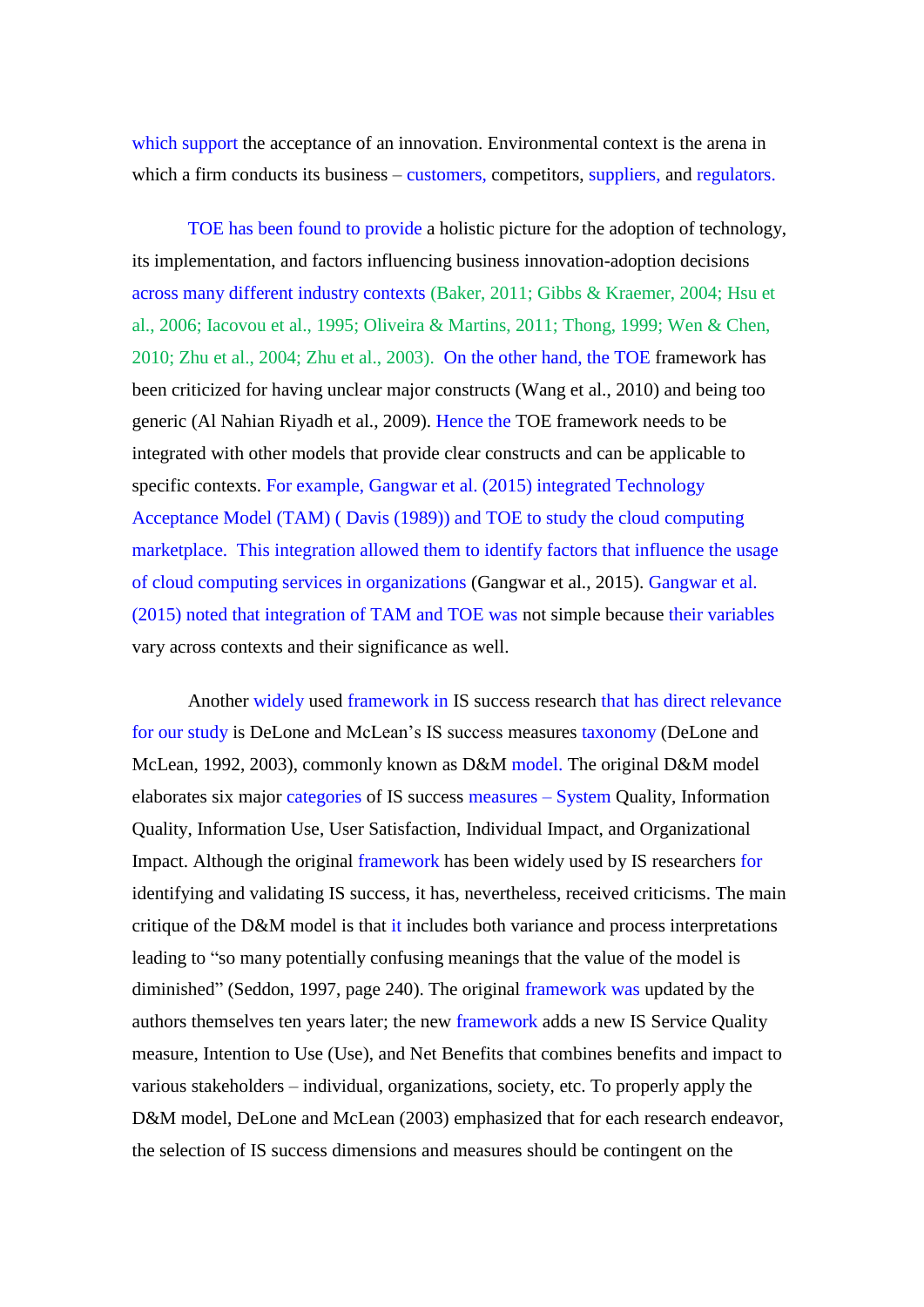which support the acceptance of an innovation. Environmental context is the arena in which a firm conducts its business – customers, competitors, suppliers, and regulators.

TOE has been found to provide a holistic picture for the adoption of technology, its implementation, and factors influencing business innovation-adoption decisions across many different industry contexts (Baker, 2011; Gibbs & Kraemer, 2004; Hsu et al., 2006; Iacovou et al., 1995; Oliveira & Martins, 2011; Thong, 1999; Wen & Chen, 2010; Zhu et al., 2004; Zhu et al., 2003). On the other hand, the TOE framework has been criticized for having unclear major constructs (Wang et al., 2010) and being too generic (Al Nahian Riyadh et al., 2009). Hence the TOE framework needs to be integrated with other models that provide clear constructs and can be applicable to specific contexts. For example, Gangwar et al. (2015) integrated Technology Acceptance Model (TAM) ( Davis (1989)) and TOE to study the cloud computing marketplace. This integration allowed them to identify factors that influence the usage of cloud computing services in organizations (Gangwar et al., 2015). Gangwar et al. (2015) noted that integration of TAM and TOE was not simple because their variables vary across contexts and their significance as well.

Another widely used framework in IS success research that has direct relevance for our study is DeLone and McLean's IS success measures taxonomy (DeLone and McLean, 1992, 2003), commonly known as D&M model. The original D&M model elaborates six major categories of IS success measures – System Quality, Information Quality, Information Use, User Satisfaction, Individual Impact, and Organizational Impact. Although the original framework has been widely used by IS researchers for identifying and validating IS success, it has, nevertheless, received criticisms. The main critique of the D&M model is that it includes both variance and process interpretations leading to "so many potentially confusing meanings that the value of the model is diminished" (Seddon, 1997, page 240). The original framework was updated by the authors themselves ten years later; the new framework adds a new IS Service Quality measure, Intention to Use (Use), and Net Benefits that combines benefits and impact to various stakeholders – individual, organizations, society, etc. To properly apply the D&M model, DeLone and McLean (2003) emphasized that for each research endeavor, the selection of IS success dimensions and measures should be contingent on the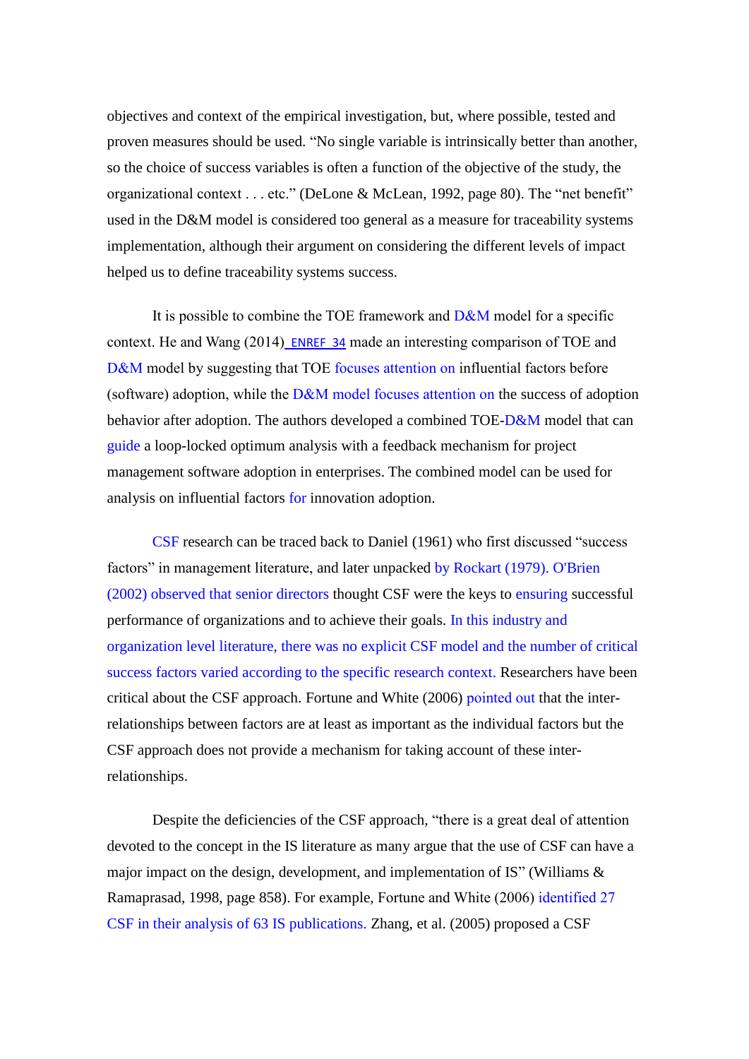objectives and context of the empirical investigation, but, where possible, tested and proven measures should be used. "No single variable is intrinsically better than another, so the choice of success variables is often a function of the objective of the study, the organizational context . . . etc." (DeLone & McLean, 1992, page 80). The "net benefit" used in the D&M model is considered too general as a measure for traceability systems implementation, although their argument on considering the different levels of impact helped us to define traceability systems success.

It is possible to combine the TOE framework and D&M model for a specific context. He and Wang (2014) _ENREF_34 made an interesting comparison of TOE and D&M model by suggesting that TOE focuses attention on influential factors before (software) adoption, while the D&M model focuses attention on the success of adoption behavior after adoption. The authors developed a combined TOE-D&M model that can guide a loop-locked optimum analysis with a feedback mechanism for project management software adoption in enterprises. The combined model can be used for analysis on influential factors for innovation adoption.

CSF research can be traced back to Daniel (1961) who first discussed "success factors" in management literature, and later unpacked by Rockart (1979). O'Brien (2002) observed that senior directors thought CSF were the keys to ensuring successful performance of organizations and to achieve their goals. In this industry and organization level literature, there was no explicit CSF model and the number of critical success factors varied according to the specific research context. Researchers have been critical about the CSF approach. Fortune and White (2006) pointed out that the inter-relationships between factors are at least as important as the individual factors but the CSF approach does not provide a mechanism for taking account of these inter-relationships.

Despite the deficiencies of the CSF approach, "there is a great deal of attention devoted to the concept in the IS literature as many argue that the use of CSF can have a major impact on the design, development, and implementation of IS" (Williams & Ramaprasad, 1998, page 858). For example, Fortune and White (2006) identified 27 CSF in their analysis of 63 IS publications. Zhang, et al. (2005) proposed a CSF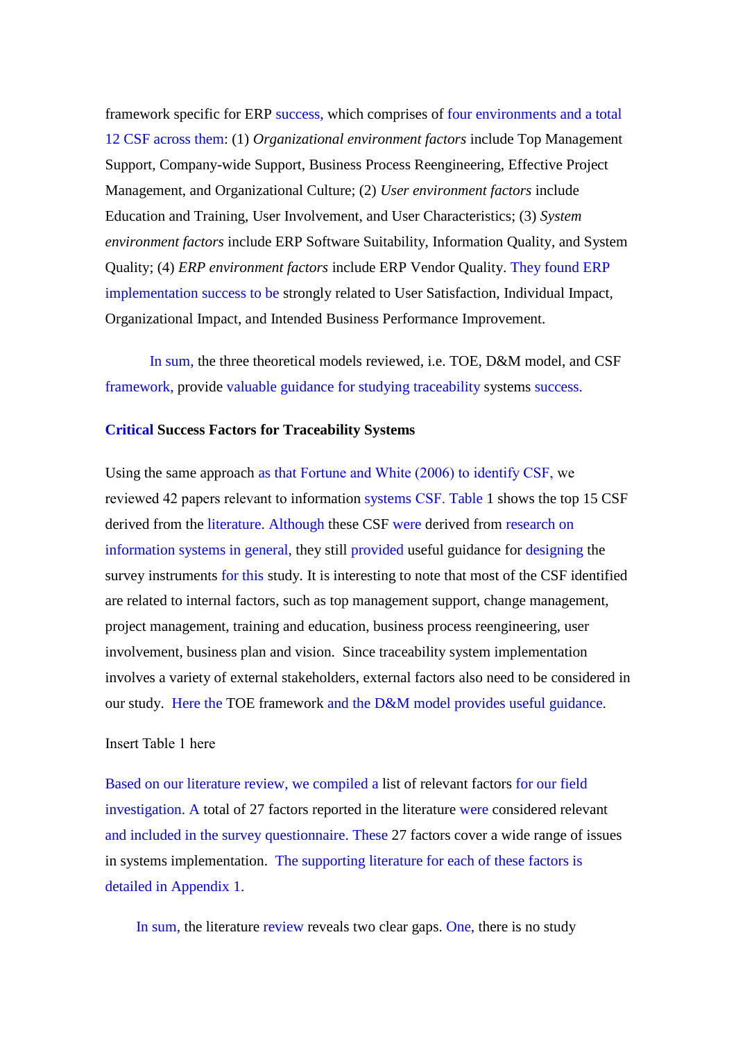framework specific for ERP success, which comprises of four environments and a total 12 CSF across them: (1) *Organizational environment factors* include Top Management Support, Company-wide Support, Business Process Reengineering, Effective Project Management, and Organizational Culture; (2) *User environment factors* include Education and Training, User Involvement, and User Characteristics; (3) *System environment factors* include ERP Software Suitability, Information Quality, and System Quality; (4) *ERP environment factors* include ERP Vendor Quality. They found ERP implementation success to be strongly related to User Satisfaction, Individual Impact, Organizational Impact, and Intended Business Performance Improvement.

In sum, the three theoretical models reviewed, i.e. TOE, D&M model, and CSF framework, provide valuable guidance for studying traceability systems success.

**Critical Success Factors for Traceability Systems**

Using the same approach as that Fortune and White (2006) to identify CSF, we reviewed 42 papers relevant to information systems CSF. Table 1 shows the top 15 CSF derived from the literature. Although these CSF were derived from research on information systems in general, they still provided useful guidance for designing the survey instruments for this study. It is interesting to note that most of the CSF identified are related to internal factors, such as top management support, change management, project management, training and education, business process reengineering, user involvement, business plan and vision. Since traceability system implementation involves a variety of external stakeholders, external factors also need to be considered in our study. Here the TOE framework and the D&M model provides useful guidance.

Insert Table 1 here

Based on our literature review, we compiled a list of relevant factors for our field investigation. A total of 27 factors reported in the literature were considered relevant and included in the survey questionnaire. These 27 factors cover a wide range of issues in systems implementation. The supporting literature for each of these factors is detailed in Appendix 1.

In sum, the literature review reveals two clear gaps. One, there is no study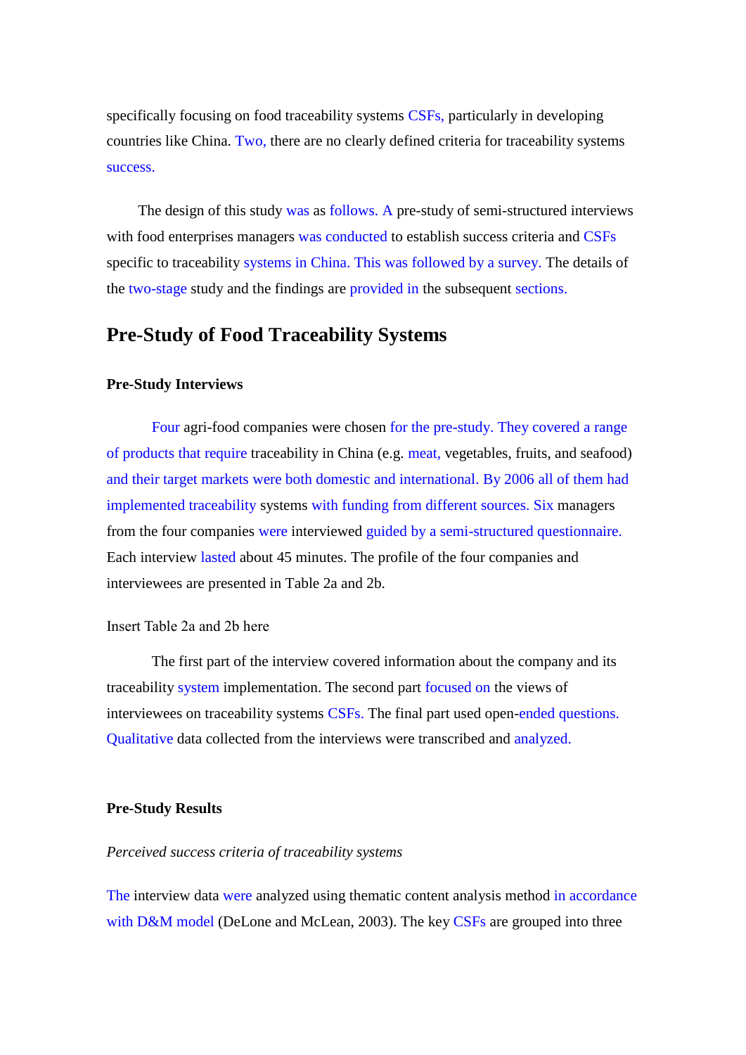specifically focusing on food traceability systems CSFs, particularly in developing countries like China. Two, there are no clearly defined criteria for traceability systems success.

The design of this study was as follows. A pre-study of semi-structured interviews with food enterprises managers was conducted to establish success criteria and CSFs specific to traceability systems in China. This was followed by a survey. The details of the two-stage study and the findings are provided in the subsequent sections.

## Pre-Study of Food Traceability Systems

### Pre-Study Interviews

Four agri-food companies were chosen for the pre-study. They covered a range of products that require traceability in China (e.g. meat, vegetables, fruits, and seafood) and their target markets were both domestic and international. By 2006 all of them had implemented traceability systems with funding from different sources. Six managers from the four companies were interviewed guided by a semi-structured questionnaire. Each interview lasted about 45 minutes. The profile of the four companies and interviewees are presented in Table 2a and 2b.

Insert Table 2a and 2b here

The first part of the interview covered information about the company and its traceability system implementation. The second part focused on the views of interviewees on traceability systems CSFs. The final part used open-ended questions. Qualitative data collected from the interviews were transcribed and analyzed.

### Pre-Study Results

*Perceived success criteria of traceability systems*

The interview data were analyzed using thematic content analysis method in accordance with D&M model (DeLone and McLean, 2003). The key CSFs are grouped into three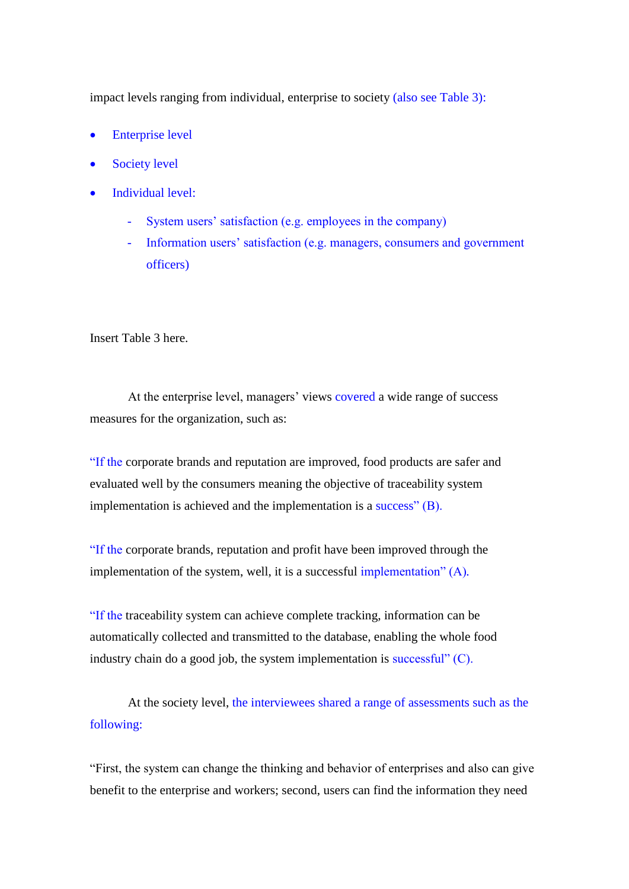impact levels ranging from individual, enterprise to society (also see Table 3):

- Enterprise level
- Society level
- Individual level:
  - System users' satisfaction (e.g. employees in the company)
  - Information users' satisfaction (e.g. managers, consumers and government officers)

Insert Table 3 here.

At the enterprise level, managers' views covered a wide range of success measures for the organization, such as:

"If the corporate brands and reputation are improved, food products are safer and evaluated well by the consumers meaning the objective of traceability system implementation is achieved and the implementation is a success" (B).

"If the corporate brands, reputation and profit have been improved through the implementation of the system, well, it is a successful implementation" (A).

"If the traceability system can achieve complete tracking, information can be automatically collected and transmitted to the database, enabling the whole food industry chain do a good job, the system implementation is successful" (C).

At the society level, the interviewees shared a range of assessments such as the following:

"First, the system can change the thinking and behavior of enterprises and also can give benefit to the enterprise and workers; second, users can find the information they need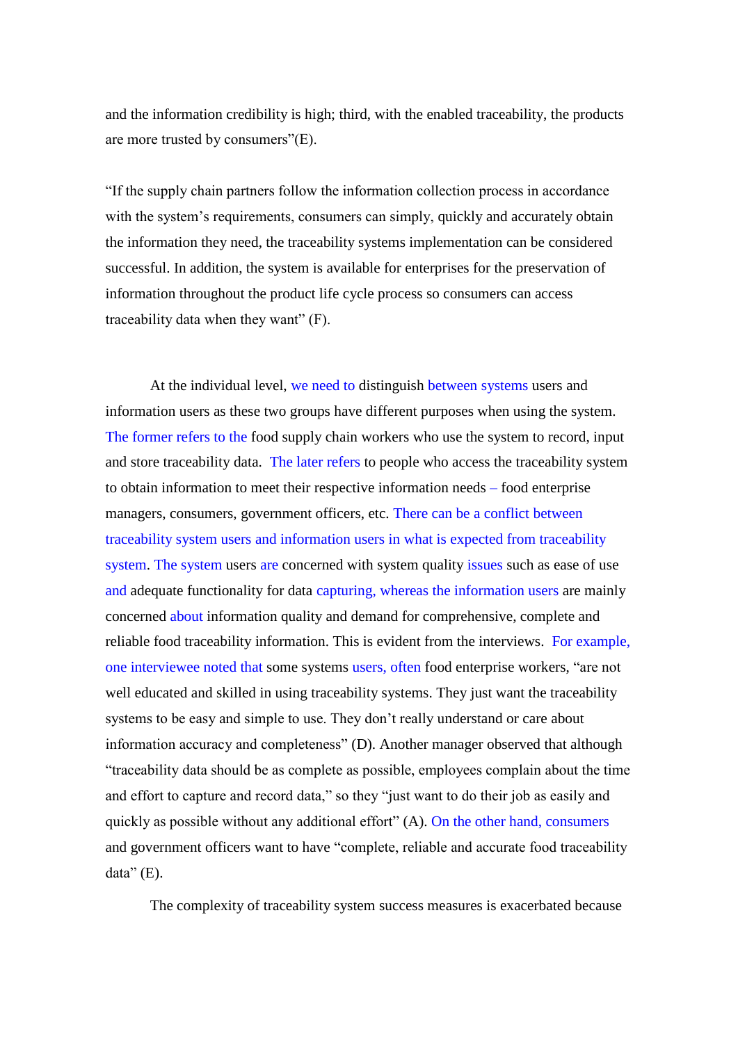and the information credibility is high; third, with the enabled traceability, the products are more trusted by consumers"(E).

"If the supply chain partners follow the information collection process in accordance with the system's requirements, consumers can simply, quickly and accurately obtain the information they need, the traceability systems implementation can be considered successful. In addition, the system is available for enterprises for the preservation of information throughout the product life cycle process so consumers can access traceability data when they want" (F).

At the individual level, we need to distinguish between systems users and information users as these two groups have different purposes when using the system. The former refers to the food supply chain workers who use the system to record, input and store traceability data. The later refers to people who access the traceability system to obtain information to meet their respective information needs – food enterprise managers, consumers, government officers, etc. There can be a conflict between traceability system users and information users in what is expected from traceability system. The system users are concerned with system quality issues such as ease of use and adequate functionality for data capturing, whereas the information users are mainly concerned about information quality and demand for comprehensive, complete and reliable food traceability information. This is evident from the interviews. For example, one interviewee noted that some systems users, often food enterprise workers, "are not well educated and skilled in using traceability systems. They just want the traceability systems to be easy and simple to use. They don't really understand or care about information accuracy and completeness" (D). Another manager observed that although "traceability data should be as complete as possible, employees complain about the time and effort to capture and record data," so they "just want to do their job as easily and quickly as possible without any additional effort" (A). On the other hand, consumers and government officers want to have "complete, reliable and accurate food traceability data" (E).

The complexity of traceability system success measures is exacerbated because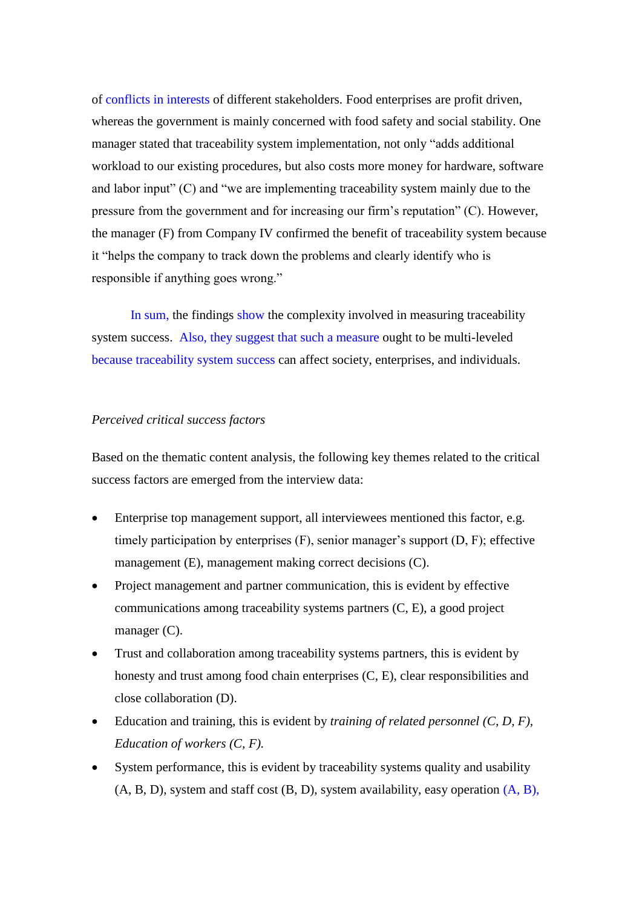of conflicts in interests of different stakeholders. Food enterprises are profit driven, whereas the government is mainly concerned with food safety and social stability. One manager stated that traceability system implementation, not only “adds additional workload to our existing procedures, but also costs more money for hardware, software and labor input” (C) and “we are implementing traceability system mainly due to the pressure from the government and for increasing our firm’s reputation” (C). However, the manager (F) from Company IV confirmed the benefit of traceability system because it “helps the company to track down the problems and clearly identify who is responsible if anything goes wrong.”

In sum, the findings show the complexity involved in measuring traceability system success. Also, they suggest that such a measure ought to be multi-leveled because traceability system success can affect society, enterprises, and individuals.

*Perceived critical success factors*

Based on the thematic content analysis, the following key themes related to the critical success factors are emerged from the interview data:

- Enterprise top management support, all interviewees mentioned this factor, e.g. timely participation by enterprises (F), senior manager’s support (D, F); effective management (E), management making correct decisions (C).
- Project management and partner communication, this is evident by effective communications among traceability systems partners (C, E), a good project manager (C).
- Trust and collaboration among traceability systems partners, this is evident by honesty and trust among food chain enterprises (C, E), clear responsibilities and close collaboration (D).
- Education and training, this is evident by *training of related personnel (C, D, F), Education of workers (C, F).*
- System performance, this is evident by traceability systems quality and usability (A, B, D), system and staff cost (B, D), system availability, easy operation (A, B),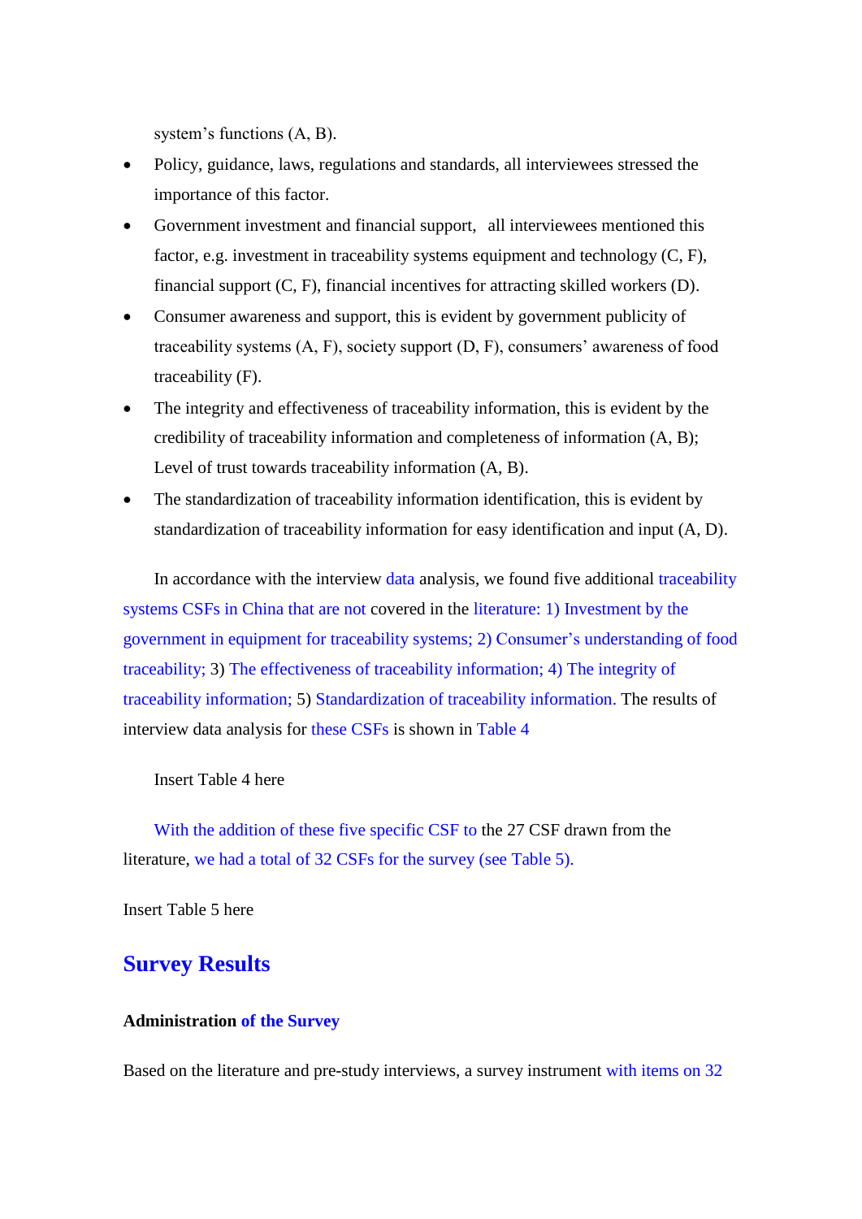system's functions (A, B).

- Policy, guidance, laws, regulations and standards, all interviewees stressed the importance of this factor.
- Government investment and financial support,  all interviewees mentioned this factor, e.g. investment in traceability systems equipment and technology (C, F), financial support (C, F), financial incentives for attracting skilled workers (D).
- Consumer awareness and support, this is evident by government publicity of traceability systems (A, F), society support (D, F), consumers' awareness of food traceability (F).
- The integrity and effectiveness of traceability information, this is evident by the credibility of traceability information and completeness of information (A, B); Level of trust towards traceability information (A, B).
- The standardization of traceability information identification, this is evident by standardization of traceability information for easy identification and input (A, D).

In accordance with the interview data analysis, we found five additional traceability systems CSFs in China that are not covered in the literature: 1) Investment by the government in equipment for traceability systems; 2) Consumer's understanding of food traceability; 3) The effectiveness of traceability information; 4) The integrity of traceability information; 5) Standardization of traceability information. The results of interview data analysis for these CSFs is shown in Table 4

Insert Table 4 here

With the addition of these five specific CSF to the 27 CSF drawn from the literature, we had a total of 32 CSFs for the survey (see Table 5).

Insert Table 5 here

## Survey Results

**Administration of the Survey**

Based on the literature and pre-study interviews, a survey instrument with items on 32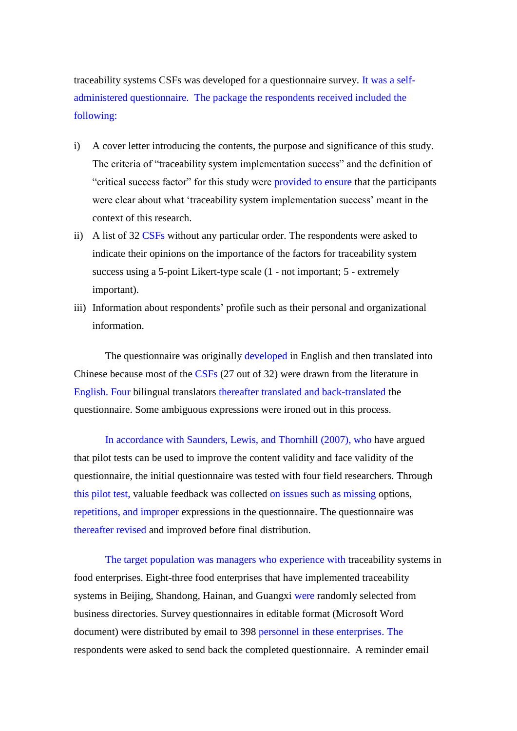traceability systems CSFs was developed for a questionnaire survey. It was a self-administered questionnaire. The package the respondents received included the following:

i) A cover letter introducing the contents, the purpose and significance of this study. The criteria of "traceability system implementation success" and the definition of "critical success factor" for this study were provided to ensure that the participants were clear about what 'traceability system implementation success' meant in the context of this research.
ii) A list of 32 CSFs without any particular order. The respondents were asked to indicate their opinions on the importance of the factors for traceability system success using a 5-point Likert-type scale (1 - not important; 5 - extremely important).
iii) Information about respondents' profile such as their personal and organizational information.

The questionnaire was originally developed in English and then translated into Chinese because most of the CSFs (27 out of 32) were drawn from the literature in English. Four bilingual translators thereafter translated and back-translated the questionnaire. Some ambiguous expressions were ironed out in this process.

In accordance with Saunders, Lewis, and Thornhill (2007), who have argued that pilot tests can be used to improve the content validity and face validity of the questionnaire, the initial questionnaire was tested with four field researchers. Through this pilot test, valuable feedback was collected on issues such as missing options, repetitions, and improper expressions in the questionnaire. The questionnaire was thereafter revised and improved before final distribution.

The target population was managers who experience with traceability systems in food enterprises. Eight-three food enterprises that have implemented traceability systems in Beijing, Shandong, Hainan, and Guangxi were randomly selected from business directories. Survey questionnaires in editable format (Microsoft Word document) were distributed by email to 398 personnel in these enterprises. The respondents were asked to send back the completed questionnaire. A reminder email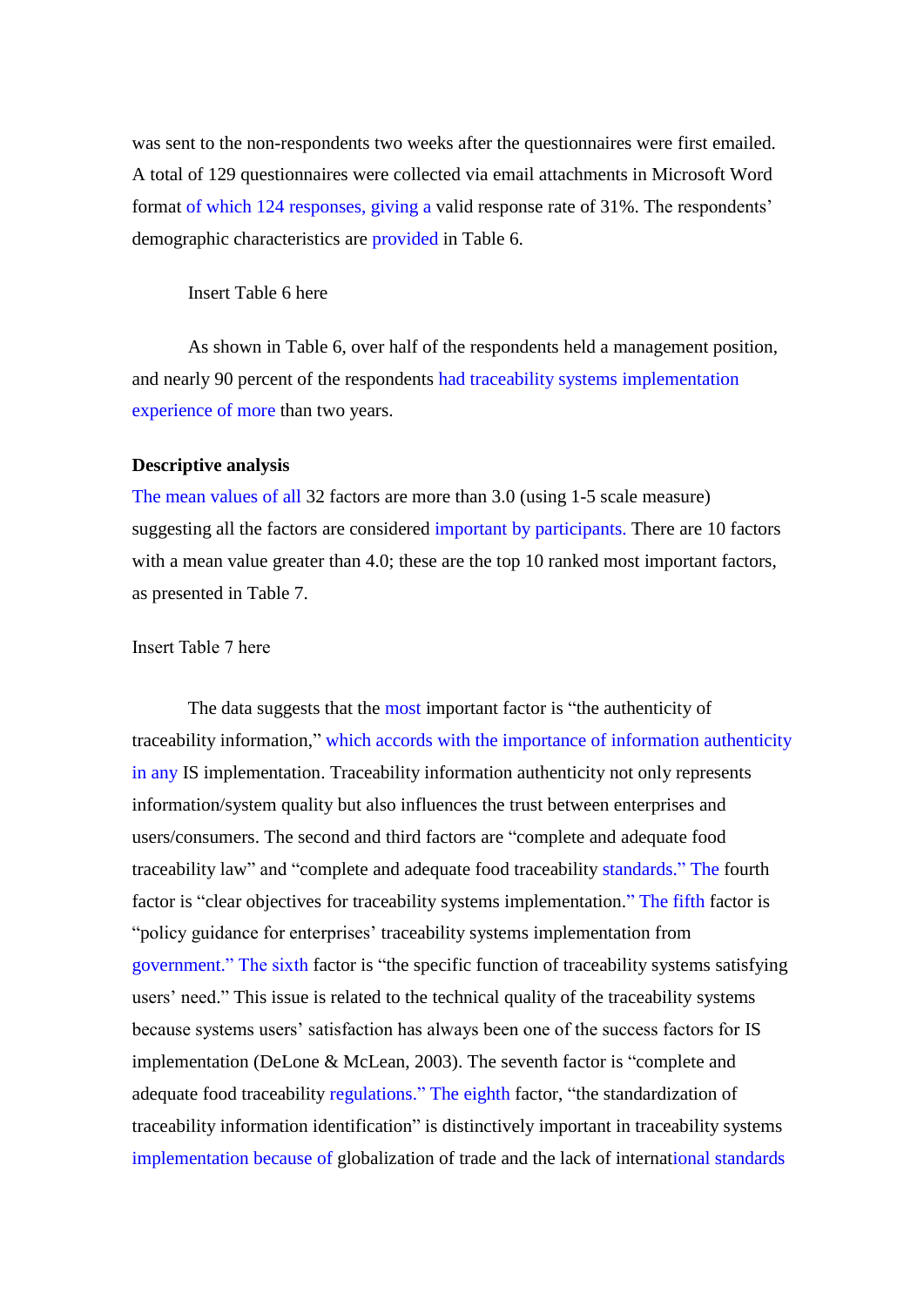was sent to the non-respondents two weeks after the questionnaires were first emailed. A total of 129 questionnaires were collected via email attachments in Microsoft Word format of which 124 responses, giving a valid response rate of 31%. The respondents' demographic characteristics are provided in Table 6.

Insert Table 6 here

As shown in Table 6, over half of the respondents held a management position, and nearly 90 percent of the respondents had traceability systems implementation experience of more than two years.

**Descriptive analysis**

The mean values of all 32 factors are more than 3.0 (using 1-5 scale measure) suggesting all the factors are considered important by participants. There are 10 factors with a mean value greater than 4.0; these are the top 10 ranked most important factors, as presented in Table 7.

Insert Table 7 here

The data suggests that the most important factor is "the authenticity of traceability information," which accords with the importance of information authenticity in any IS implementation. Traceability information authenticity not only represents information/system quality but also influences the trust between enterprises and users/consumers. The second and third factors are "complete and adequate food traceability law" and "complete and adequate food traceability standards." The fourth factor is "clear objectives for traceability systems implementation." The fifth factor is "policy guidance for enterprises' traceability systems implementation from government." The sixth factor is "the specific function of traceability systems satisfying users' need." This issue is related to the technical quality of the traceability systems because systems users' satisfaction has always been one of the success factors for IS implementation (DeLone & McLean, 2003). The seventh factor is "complete and adequate food traceability regulations." The eighth factor, "the standardization of traceability information identification" is distinctively important in traceability systems implementation because of globalization of trade and the lack of international standards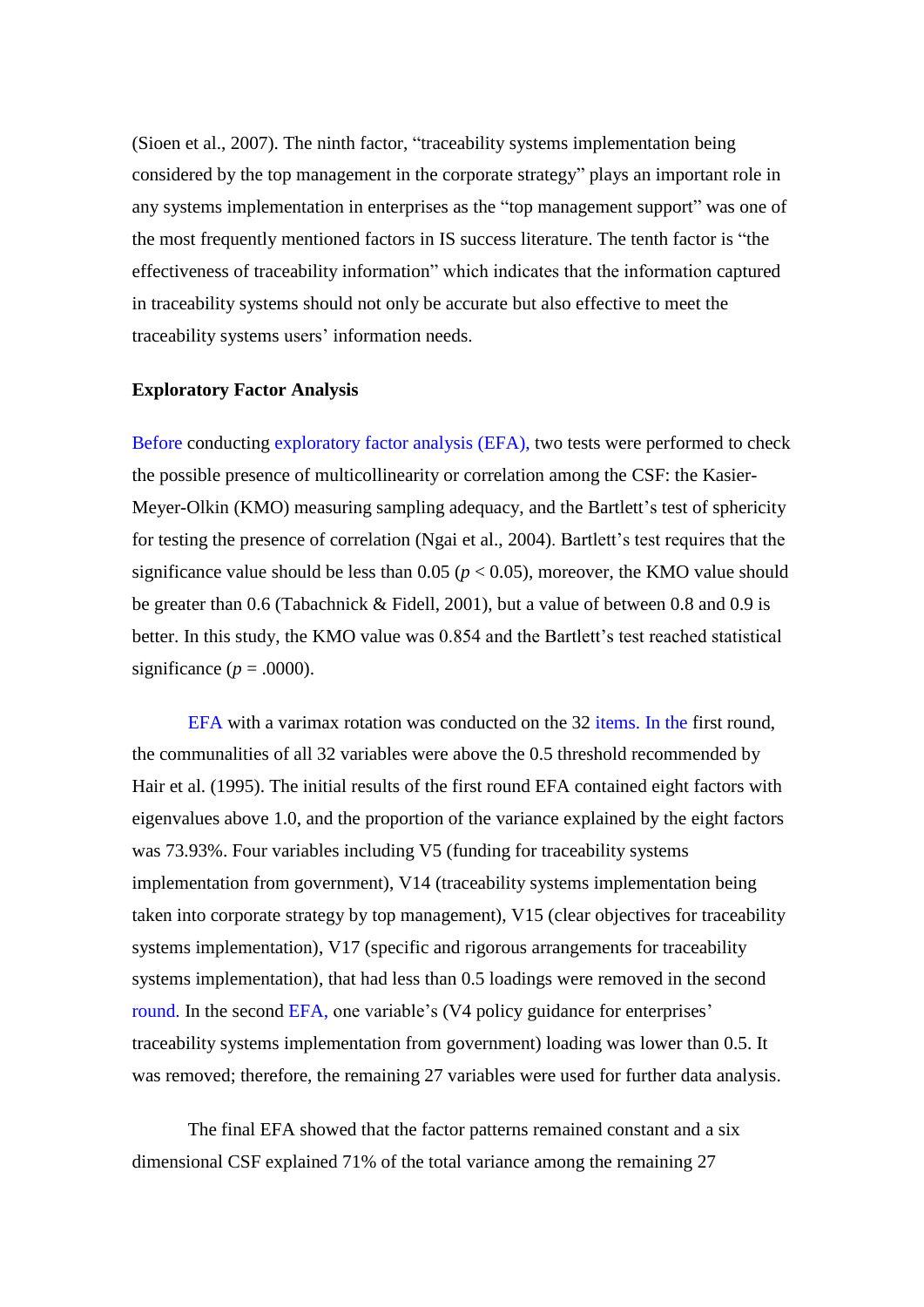(Sioen et al., 2007). The ninth factor, "traceability systems implementation being considered by the top management in the corporate strategy" plays an important role in any systems implementation in enterprises as the "top management support" was one of the most frequently mentioned factors in IS success literature. The tenth factor is "the effectiveness of traceability information" which indicates that the information captured in traceability systems should not only be accurate but also effective to meet the traceability systems users' information needs.

**Exploratory Factor Analysis**

Before conducting exploratory factor analysis (EFA), two tests were performed to check the possible presence of multicollinearity or correlation among the CSF: the Kasier-Meyer-Olkin (KMO) measuring sampling adequacy, and the Bartlett's test of sphericity for testing the presence of correlation (Ngai et al., 2004). Bartlett's test requires that the significance value should be less than 0.05 ($p < 0.05$), moreover, the KMO value should be greater than 0.6 (Tabachnick & Fidell, 2001), but a value of between 0.8 and 0.9 is better. In this study, the KMO value was 0.854 and the Bartlett's test reached statistical significance ($p = .0000$).

EFA with a varimax rotation was conducted on the 32 items. In the first round, the communalities of all 32 variables were above the 0.5 threshold recommended by Hair et al. (1995). The initial results of the first round EFA contained eight factors with eigenvalues above 1.0, and the proportion of the variance explained by the eight factors was 73.93%. Four variables including V5 (funding for traceability systems implementation from government), V14 (traceability systems implementation being taken into corporate strategy by top management), V15 (clear objectives for traceability systems implementation), V17 (specific and rigorous arrangements for traceability systems implementation), that had less than 0.5 loadings were removed in the second round. In the second EFA, one variable's (V4 policy guidance for enterprises' traceability systems implementation from government) loading was lower than 0.5. It was removed; therefore, the remaining 27 variables were used for further data analysis.

The final EFA showed that the factor patterns remained constant and a six dimensional CSF explained 71% of the total variance among the remaining 27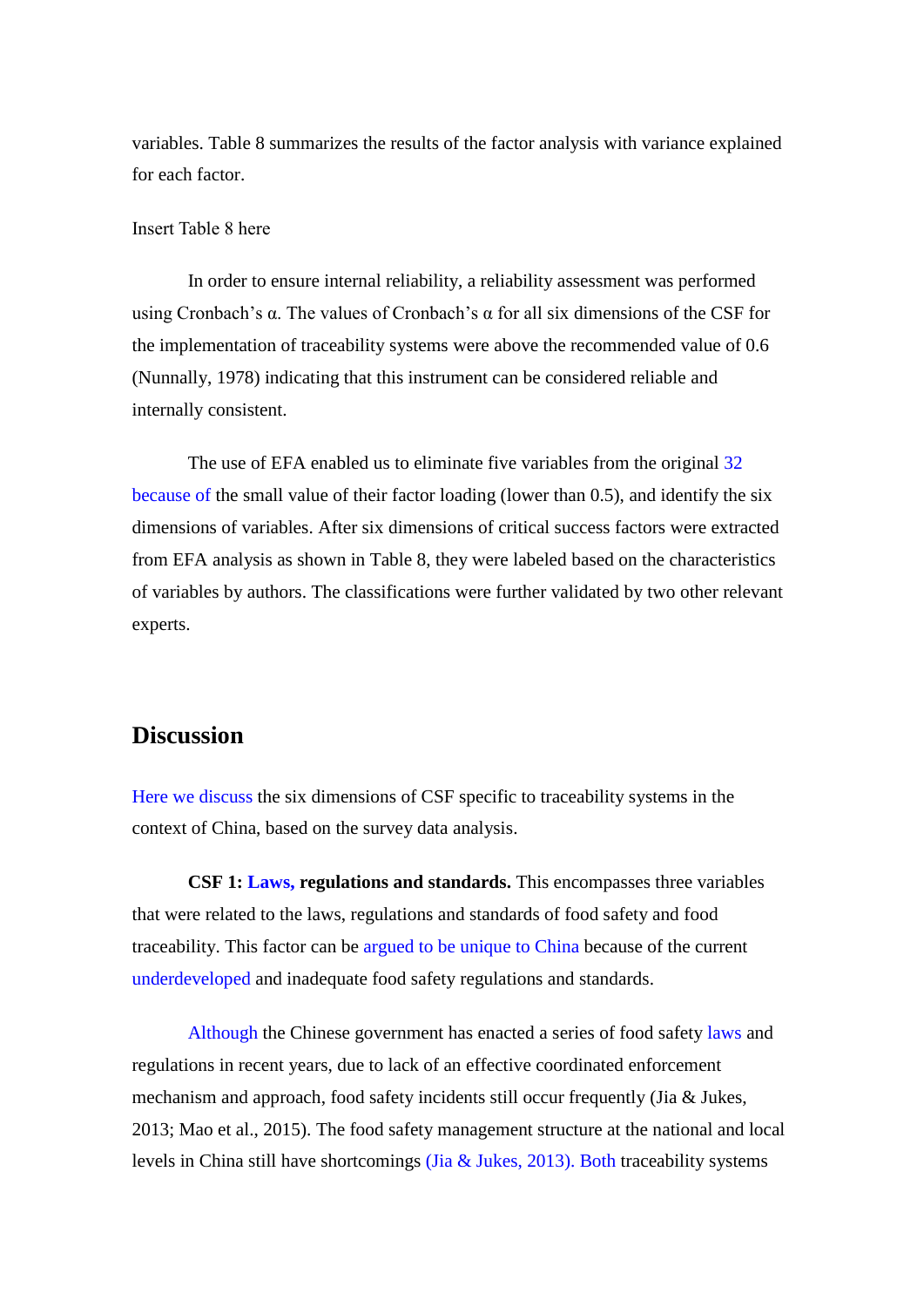variables. Table 8 summarizes the results of the factor analysis with variance explained for each factor.

Insert Table 8 here

In order to ensure internal reliability, a reliability assessment was performed using Cronbach's α. The values of Cronbach's α for all six dimensions of the CSF for the implementation of traceability systems were above the recommended value of 0.6 (Nunnally, 1978) indicating that this instrument can be considered reliable and internally consistent.

The use of EFA enabled us to eliminate five variables from the original 32 because of the small value of their factor loading (lower than 0.5), and identify the six dimensions of variables. After six dimensions of critical success factors were extracted from EFA analysis as shown in Table 8, they were labeled based on the characteristics of variables by authors. The classifications were further validated by two other relevant experts.

## Discussion

Here we discuss the six dimensions of CSF specific to traceability systems in the context of China, based on the survey data analysis.

**CSF 1: Laws, regulations and standards.** This encompasses three variables that were related to the laws, regulations and standards of food safety and food traceability. This factor can be argued to be unique to China because of the current underdeveloped and inadequate food safety regulations and standards.

Although the Chinese government has enacted a series of food safety laws and regulations in recent years, due to lack of an effective coordinated enforcement mechanism and approach, food safety incidents still occur frequently (Jia & Jukes, 2013; Mao et al., 2015). The food safety management structure at the national and local levels in China still have shortcomings (Jia & Jukes, 2013). Both traceability systems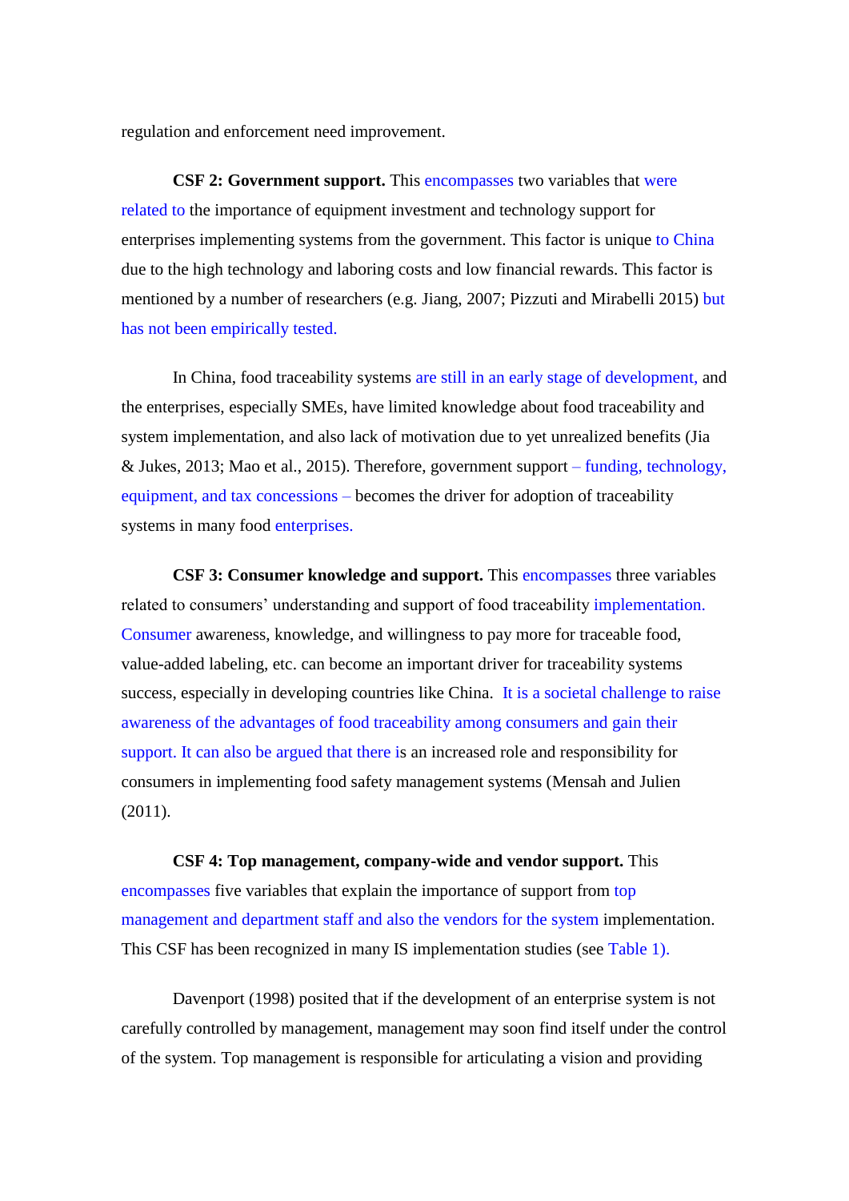regulation and enforcement need improvement.

**CSF 2: Government support.** This encompasses two variables that were related to the importance of equipment investment and technology support for enterprises implementing systems from the government. This factor is unique to China due to the high technology and laboring costs and low financial rewards. This factor is mentioned by a number of researchers (e.g. Jiang, 2007; Pizzuti and Mirabelli 2015) but has not been empirically tested.

In China, food traceability systems are still in an early stage of development, and the enterprises, especially SMEs, have limited knowledge about food traceability and system implementation, and also lack of motivation due to yet unrealized benefits (Jia & Jukes, 2013; Mao et al., 2015). Therefore, government support – funding, technology, equipment, and tax concessions – becomes the driver for adoption of traceability systems in many food enterprises.

**CSF 3: Consumer knowledge and support.** This encompasses three variables related to consumers' understanding and support of food traceability implementation. Consumer awareness, knowledge, and willingness to pay more for traceable food, value-added labeling, etc. can become an important driver for traceability systems success, especially in developing countries like China. It is a societal challenge to raise awareness of the advantages of food traceability among consumers and gain their support. It can also be argued that there is an increased role and responsibility for consumers in implementing food safety management systems (Mensah and Julien (2011).

**CSF 4: Top management, company-wide and vendor support.** This encompasses five variables that explain the importance of support from top management and department staff and also the vendors for the system implementation. This CSF has been recognized in many IS implementation studies (see Table 1).

Davenport (1998) posited that if the development of an enterprise system is not carefully controlled by management, management may soon find itself under the control of the system. Top management is responsible for articulating a vision and providing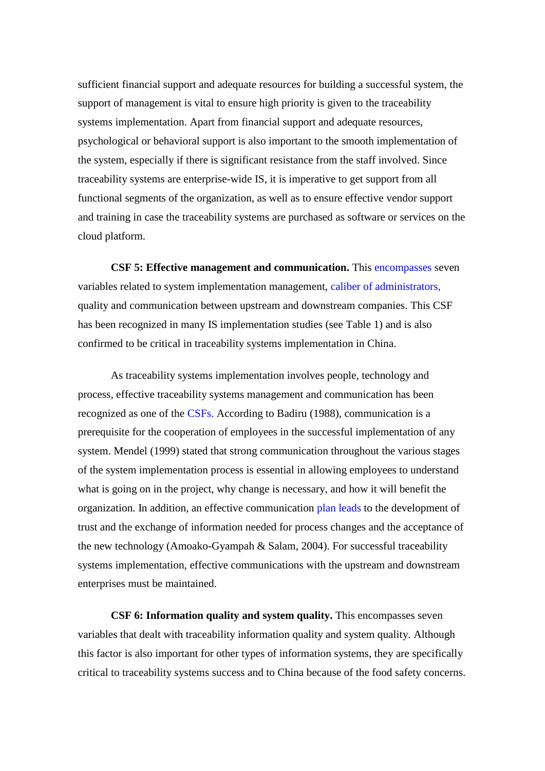sufficient financial support and adequate resources for building a successful system, the support of management is vital to ensure high priority is given to the traceability systems implementation. Apart from financial support and adequate resources, psychological or behavioral support is also important to the smooth implementation of the system, especially if there is significant resistance from the staff involved. Since traceability systems are enterprise-wide IS, it is imperative to get support from all functional segments of the organization, as well as to ensure effective vendor support and training in case the traceability systems are purchased as software or services on the cloud platform.

**CSF 5: Effective management and communication.** This encompasses seven variables related to system implementation management, caliber of administrators, quality and communication between upstream and downstream companies. This CSF has been recognized in many IS implementation studies (see Table 1) and is also confirmed to be critical in traceability systems implementation in China.

As traceability systems implementation involves people, technology and process, effective traceability systems management and communication has been recognized as one of the CSFs. According to Badiru (1988), communication is a prerequisite for the cooperation of employees in the successful implementation of any system. Mendel (1999) stated that strong communication throughout the various stages of the system implementation process is essential in allowing employees to understand what is going on in the project, why change is necessary, and how it will benefit the organization. In addition, an effective communication plan leads to the development of trust and the exchange of information needed for process changes and the acceptance of the new technology (Amoako-Gyampah & Salam, 2004). For successful traceability systems implementation, effective communications with the upstream and downstream enterprises must be maintained.

**CSF 6: Information quality and system quality.** This encompasses seven variables that dealt with traceability information quality and system quality. Although this factor is also important for other types of information systems, they are specifically critical to traceability systems success and to China because of the food safety concerns.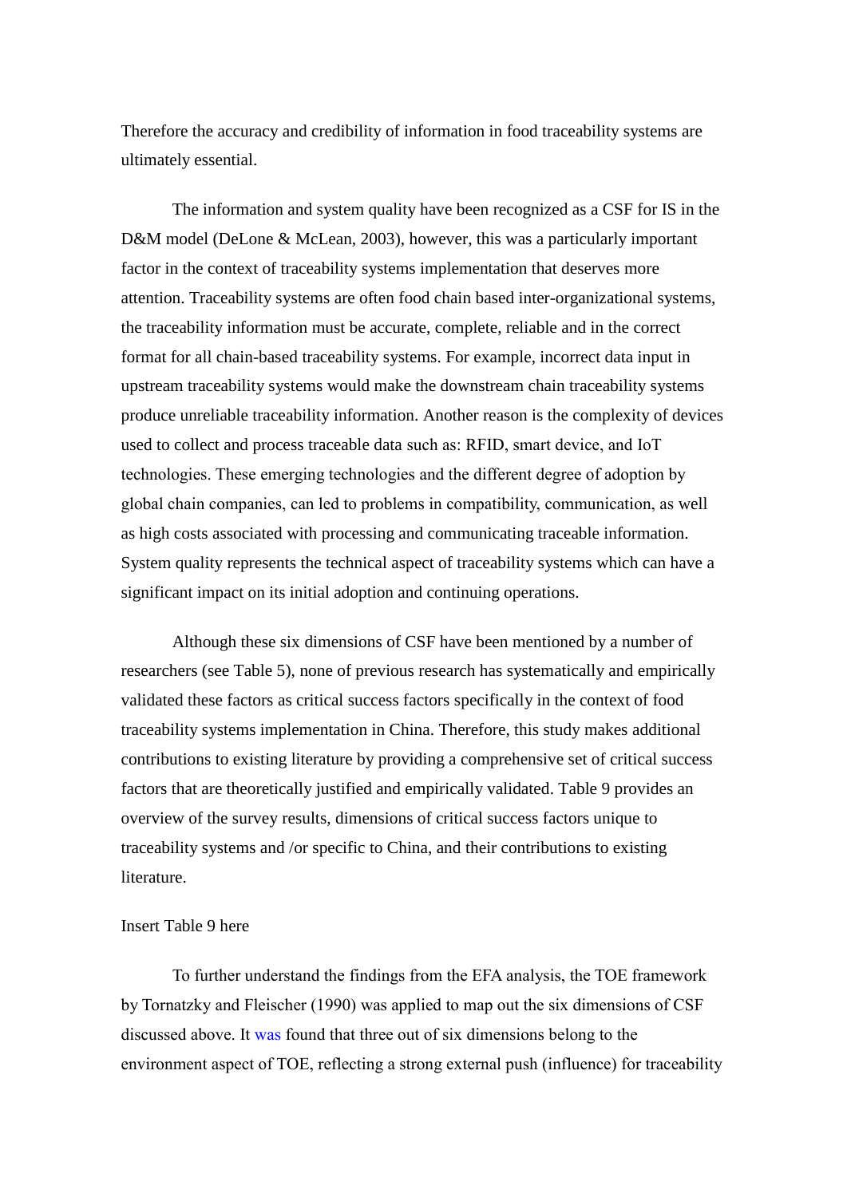Therefore the accuracy and credibility of information in food traceability systems are ultimately essential.

The information and system quality have been recognized as a CSF for IS in the D&M model (DeLone & McLean, 2003), however, this was a particularly important factor in the context of traceability systems implementation that deserves more attention. Traceability systems are often food chain based inter-organizational systems, the traceability information must be accurate, complete, reliable and in the correct format for all chain-based traceability systems. For example, incorrect data input in upstream traceability systems would make the downstream chain traceability systems produce unreliable traceability information. Another reason is the complexity of devices used to collect and process traceable data such as: RFID, smart device, and IoT technologies. These emerging technologies and the different degree of adoption by global chain companies, can led to problems in compatibility, communication, as well as high costs associated with processing and communicating traceable information. System quality represents the technical aspect of traceability systems which can have a significant impact on its initial adoption and continuing operations.

Although these six dimensions of CSF have been mentioned by a number of researchers (see Table 5), none of previous research has systematically and empirically validated these factors as critical success factors specifically in the context of food traceability systems implementation in China. Therefore, this study makes additional contributions to existing literature by providing a comprehensive set of critical success factors that are theoretically justified and empirically validated. Table 9 provides an overview of the survey results, dimensions of critical success factors unique to traceability systems and /or specific to China, and their contributions to existing literature.

Insert Table 9 here

To further understand the findings from the EFA analysis, the TOE framework by Tornatzky and Fleischer (1990) was applied to map out the six dimensions of CSF discussed above. It was found that three out of six dimensions belong to the environment aspect of TOE, reflecting a strong external push (influence) for traceability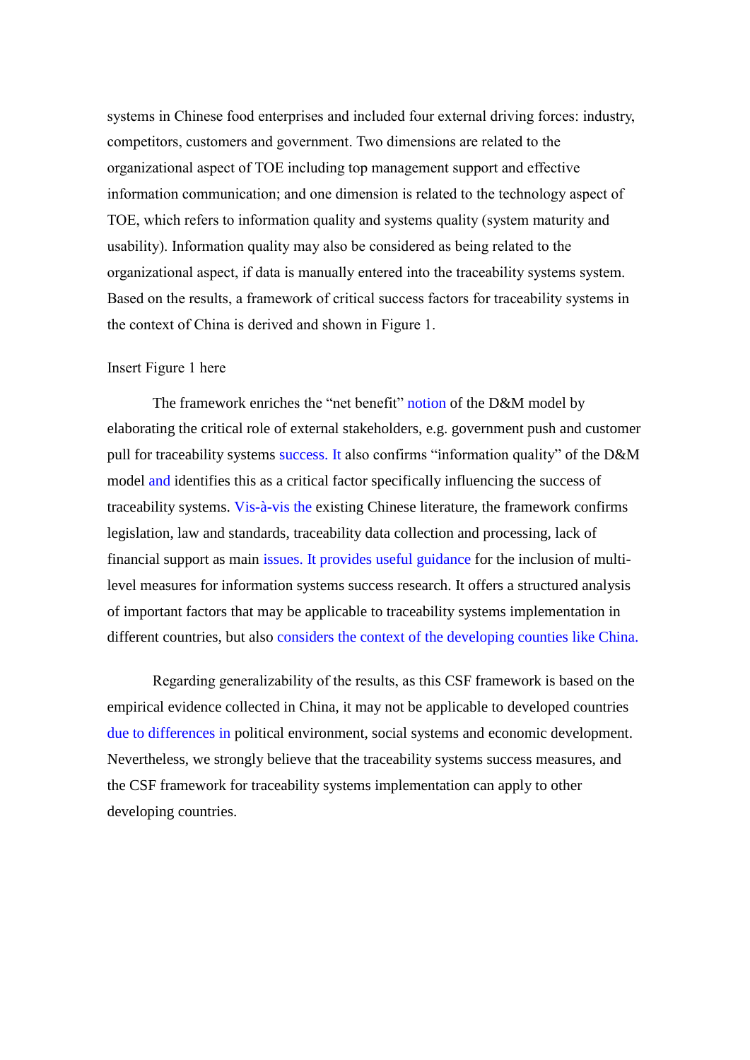systems in Chinese food enterprises and included four external driving forces: industry, competitors, customers and government. Two dimensions are related to the organizational aspect of TOE including top management support and effective information communication; and one dimension is related to the technology aspect of TOE, which refers to information quality and systems quality (system maturity and usability). Information quality may also be considered as being related to the organizational aspect, if data is manually entered into the traceability systems system. Based on the results, a framework of critical success factors for traceability systems in the context of China is derived and shown in Figure 1.

Insert Figure 1 here

The framework enriches the "net benefit" notion of the D&M model by elaborating the critical role of external stakeholders, e.g. government push and customer pull for traceability systems success. It also confirms "information quality" of the D&M model and identifies this as a critical factor specifically influencing the success of traceability systems. Vis-à-vis the existing Chinese literature, the framework confirms legislation, law and standards, traceability data collection and processing, lack of financial support as main issues. It provides useful guidance for the inclusion of multi-level measures for information systems success research. It offers a structured analysis of important factors that may be applicable to traceability systems implementation in different countries, but also considers the context of the developing counties like China.

Regarding generalizability of the results, as this CSF framework is based on the empirical evidence collected in China, it may not be applicable to developed countries due to differences in political environment, social systems and economic development. Nevertheless, we strongly believe that the traceability systems success measures, and the CSF framework for traceability systems implementation can apply to other developing countries.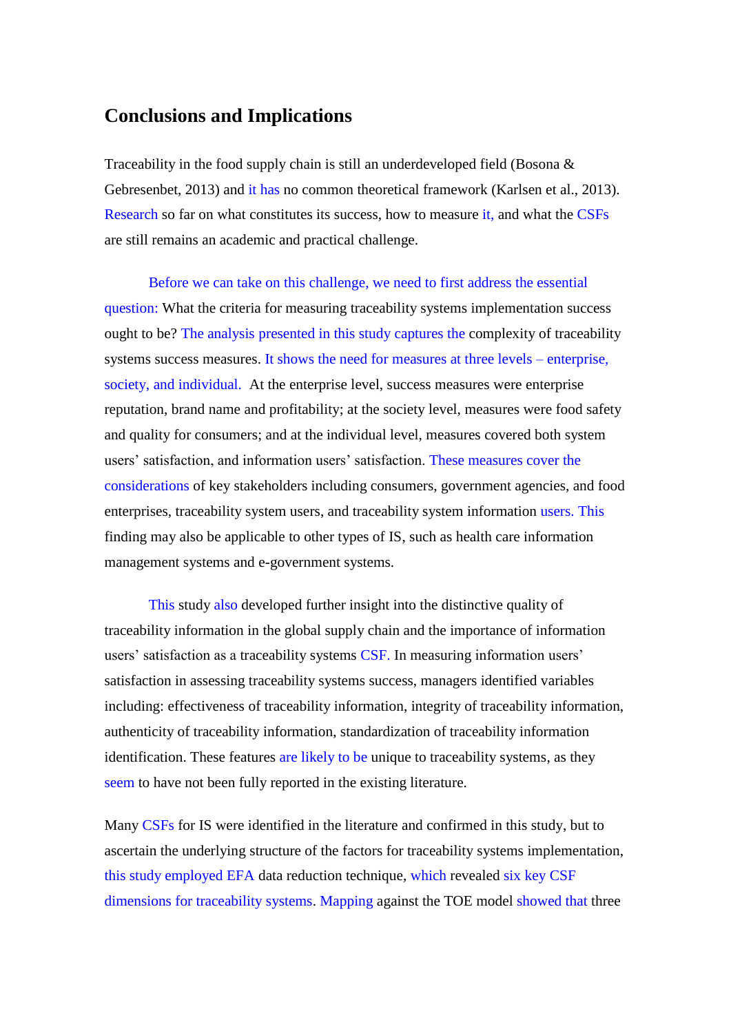## Conclusions and Implications

Traceability in the food supply chain is still an underdeveloped field (Bosona & Gebresenbet, 2013) and it has no common theoretical framework (Karlsen et al., 2013). Research so far on what constitutes its success, how to measure it, and what the CSFs are still remains an academic and practical challenge.

Before we can take on this challenge, we need to first address the essential question: What the criteria for measuring traceability systems implementation success ought to be? The analysis presented in this study captures the complexity of traceability systems success measures. It shows the need for measures at three levels – enterprise, society, and individual. At the enterprise level, success measures were enterprise reputation, brand name and profitability; at the society level, measures were food safety and quality for consumers; and at the individual level, measures covered both system users' satisfaction, and information users' satisfaction. These measures cover the considerations of key stakeholders including consumers, government agencies, and food enterprises, traceability system users, and traceability system information users. This finding may also be applicable to other types of IS, such as health care information management systems and e-government systems.

This study also developed further insight into the distinctive quality of traceability information in the global supply chain and the importance of information users' satisfaction as a traceability systems CSF. In measuring information users' satisfaction in assessing traceability systems success, managers identified variables including: effectiveness of traceability information, integrity of traceability information, authenticity of traceability information, standardization of traceability information identification. These features are likely to be unique to traceability systems, as they seem to have not been fully reported in the existing literature.

Many CSFs for IS were identified in the literature and confirmed in this study, but to ascertain the underlying structure of the factors for traceability systems implementation, this study employed EFA data reduction technique, which revealed six key CSF dimensions for traceability systems. Mapping against the TOE model showed that three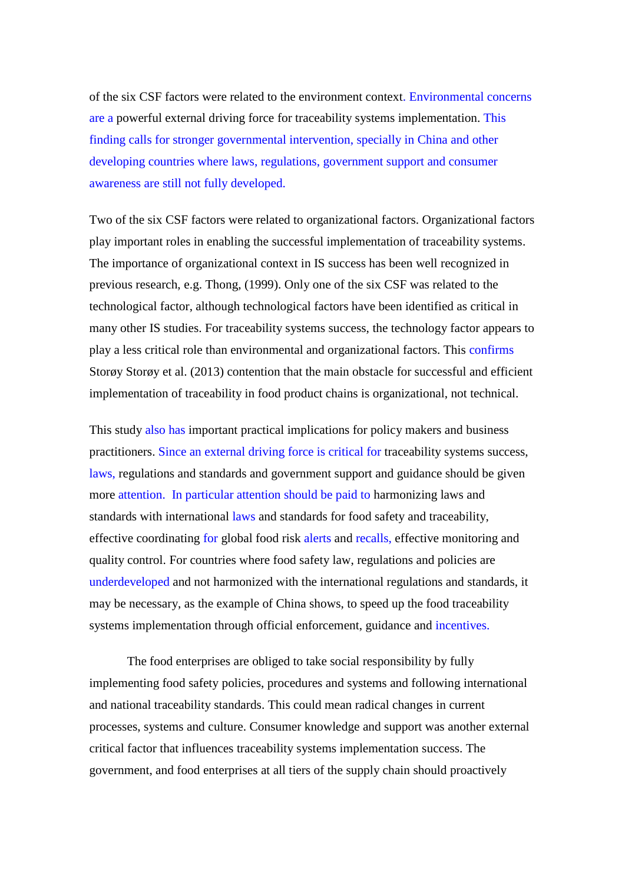of the six CSF factors were related to the environment context. Environmental concerns are a powerful external driving force for traceability systems implementation. This finding calls for stronger governmental intervention, specially in China and other developing countries where laws, regulations, government support and consumer awareness are still not fully developed.

Two of the six CSF factors were related to organizational factors. Organizational factors play important roles in enabling the successful implementation of traceability systems. The importance of organizational context in IS success has been well recognized in previous research, e.g. Thong, (1999). Only one of the six CSF was related to the technological factor, although technological factors have been identified as critical in many other IS studies. For traceability systems success, the technology factor appears to play a less critical role than environmental and organizational factors. This confirms Storøy Storøy et al. (2013) contention that the main obstacle for successful and efficient implementation of traceability in food product chains is organizational, not technical.

This study also has important practical implications for policy makers and business practitioners. Since an external driving force is critical for traceability systems success, laws, regulations and standards and government support and guidance should be given more attention. In particular attention should be paid to harmonizing laws and standards with international laws and standards for food safety and traceability, effective coordinating for global food risk alerts and recalls, effective monitoring and quality control. For countries where food safety law, regulations and policies are underdeveloped and not harmonized with the international regulations and standards, it may be necessary, as the example of China shows, to speed up the food traceability systems implementation through official enforcement, guidance and incentives.

The food enterprises are obliged to take social responsibility by fully implementing food safety policies, procedures and systems and following international and national traceability standards. This could mean radical changes in current processes, systems and culture. Consumer knowledge and support was another external critical factor that influences traceability systems implementation success. The government, and food enterprises at all tiers of the supply chain should proactively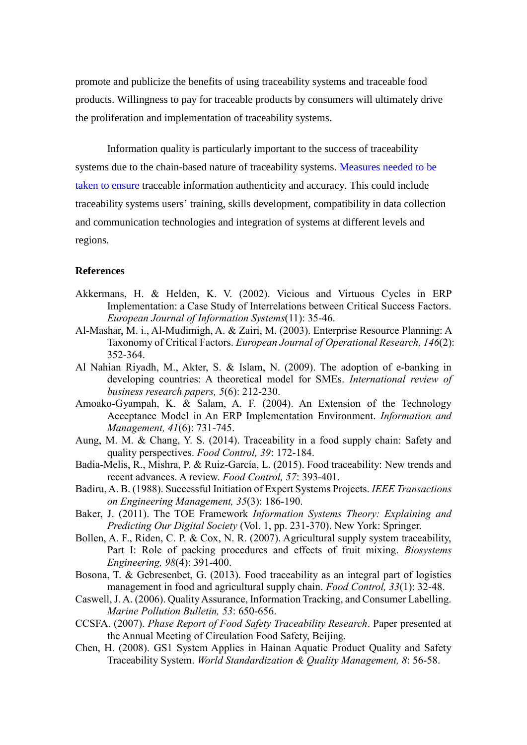promote and publicize the benefits of using traceability systems and traceable food products. Willingness to pay for traceable products by consumers will ultimately drive the proliferation and implementation of traceability systems.

Information quality is particularly important to the success of traceability systems due to the chain-based nature of traceability systems. Measures needed to be taken to ensure traceable information authenticity and accuracy. This could include traceability systems users' training, skills development, compatibility in data collection and communication technologies and integration of systems at different levels and regions.

**References**

Akkermans, H. & Helden, K. V. (2002). Vicious and Virtuous Cycles in ERP Implementation: a Case Study of Interrelations between Critical Success Factors. *European Journal of Information Systems*(11): 35-46.

Al-Mashar, M. i., Al-Mudimigh, A. & Zairi, M. (2003). Enterprise Resource Planning: A Taxonomy of Critical Factors. *European Journal of Operational Research, 146*(2): 352-364.

Al Nahian Riyadh, M., Akter, S. & Islam, N. (2009). The adoption of e-banking in developing countries: A theoretical model for SMEs. *International review of business research papers, 5*(6): 212-230.

Amoako-Gyampah, K. & Salam, A. F. (2004). An Extension of the Technology Acceptance Model in An ERP Implementation Environment. *Information and Management, 41*(6): 731-745.

Aung, M. M. & Chang, Y. S. (2014). Traceability in a food supply chain: Safety and quality perspectives. *Food Control, 39*: 172-184.

Badia-Melis, R., Mishra, P. & Ruiz-García, L. (2015). Food traceability: New trends and recent advances. A review. *Food Control, 57*: 393-401.

Badiru, A. B. (1988). Successful Initiation of Expert Systems Projects. *IEEE Transactions on Engineering Management, 35*(3): 186-190.

Baker, J. (2011). The TOE Framework *Information Systems Theory: Explaining and Predicting Our Digital Society* (Vol. 1, pp. 231-370). New York: Springer.

Bollen, A. F., Riden, C. P. & Cox, N. R. (2007). Agricultural supply system traceability, Part I: Role of packing procedures and effects of fruit mixing. *Biosystems Engineering, 98*(4): 391-400.

Bosona, T. & Gebresenbet, G. (2013). Food traceability as an integral part of logistics management in food and agricultural supply chain. *Food Control, 33*(1): 32-48.

Caswell, J. A. (2006). Quality Assurance, Information Tracking, and Consumer Labelling. *Marine Pollution Bulletin, 53*: 650-656.

CCSFA. (2007). *Phase Report of Food Safety Traceability Research*. Paper presented at the Annual Meeting of Circulation Food Safety, Beijing.

Chen, H. (2008). GS1 System Applies in Hainan Aquatic Product Quality and Safety Traceability System. *World Standardization & Quality Management, 8*: 56-58.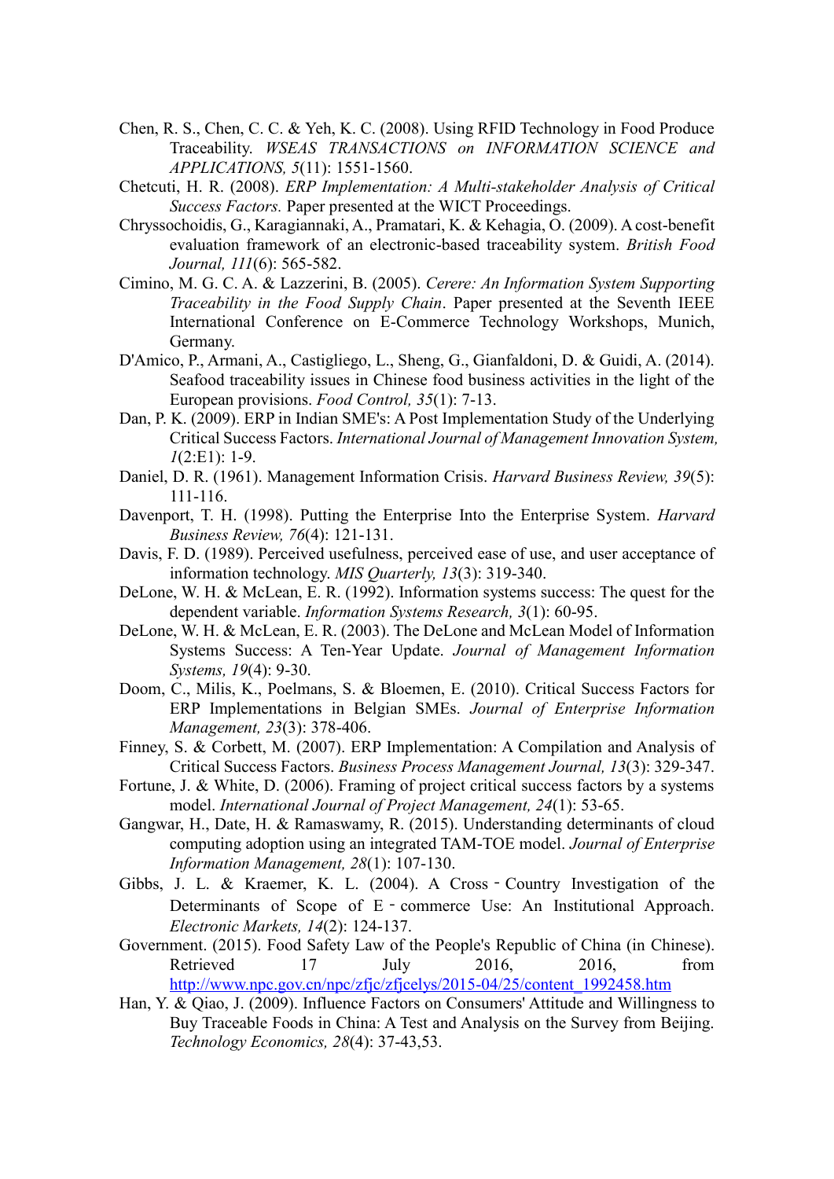Chen, R. S., Chen, C. C. & Yeh, K. C. (2008). Using RFID Technology in Food Produce Traceability. *WSEAS TRANSACTIONS on INFORMATION SCIENCE and APPLICATIONS, 5*(11): 1551-1560.

Chetcuti, H. R. (2008). *ERP Implementation: A Multi-stakeholder Analysis of Critical Success Factors.* Paper presented at the WICT Proceedings.

Chryssochoidis, G., Karagiannaki, A., Pramatari, K. & Kehagia, O. (2009). A cost-benefit evaluation framework of an electronic-based traceability system. *British Food Journal, 111*(6): 565-582.

Cimino, M. G. C. A. & Lazzerini, B. (2005). *Cerere: An Information System Supporting Traceability in the Food Supply Chain*. Paper presented at the Seventh IEEE International Conference on E-Commerce Technology Workshops, Munich, Germany.

D'Amico, P., Armani, A., Castigliego, L., Sheng, G., Gianfaldoni, D. & Guidi, A. (2014). Seafood traceability issues in Chinese food business activities in the light of the European provisions. *Food Control, 35*(1): 7-13.

Dan, P. K. (2009). ERP in Indian SME's: A Post Implementation Study of the Underlying Critical Success Factors. *International Journal of Management Innovation System, 1*(2:E1): 1-9.

Daniel, D. R. (1961). Management Information Crisis. *Harvard Business Review, 39*(5): 111-116.

Davenport, T. H. (1998). Putting the Enterprise Into the Enterprise System. *Harvard Business Review, 76*(4): 121-131.

Davis, F. D. (1989). Perceived usefulness, perceived ease of use, and user acceptance of information technology. *MIS Quarterly, 13*(3): 319-340.

DeLone, W. H. & McLean, E. R. (1992). Information systems success: The quest for the dependent variable. *Information Systems Research, 3*(1): 60-95.

DeLone, W. H. & McLean, E. R. (2003). The DeLone and McLean Model of Information Systems Success: A Ten-Year Update. *Journal of Management Information Systems, 19*(4): 9-30.

Doom, C., Milis, K., Poelmans, S. & Bloemen, E. (2010). Critical Success Factors for ERP Implementations in Belgian SMEs. *Journal of Enterprise Information Management, 23*(3): 378-406.

Finney, S. & Corbett, M. (2007). ERP Implementation: A Compilation and Analysis of Critical Success Factors. *Business Process Management Journal, 13*(3): 329-347.

Fortune, J. & White, D. (2006). Framing of project critical success factors by a systems model. *International Journal of Project Management, 24*(1): 53-65.

Gangwar, H., Date, H. & Ramaswamy, R. (2015). Understanding determinants of cloud computing adoption using an integrated TAM-TOE model. *Journal of Enterprise Information Management, 28*(1): 107-130.

Gibbs, J. L. & Kraemer, K. L. (2004). A Cross‐Country Investigation of the Determinants of Scope of E‐commerce Use: An Institutional Approach. *Electronic Markets, 14*(2): 124-137.

Government. (2015). Food Safety Law of the People's Republic of China (in Chinese). Retrieved 17 July 2016, 2016, from http://www.npc.gov.cn/npc/zfjc/zfjcelys/2015-04/25/content_1992458.htm

Han, Y. & Qiao, J. (2009). Influence Factors on Consumers' Attitude and Willingness to Buy Traceable Foods in China: A Test and Analysis on the Survey from Beijing. *Technology Economics, 28*(4): 37-43,53.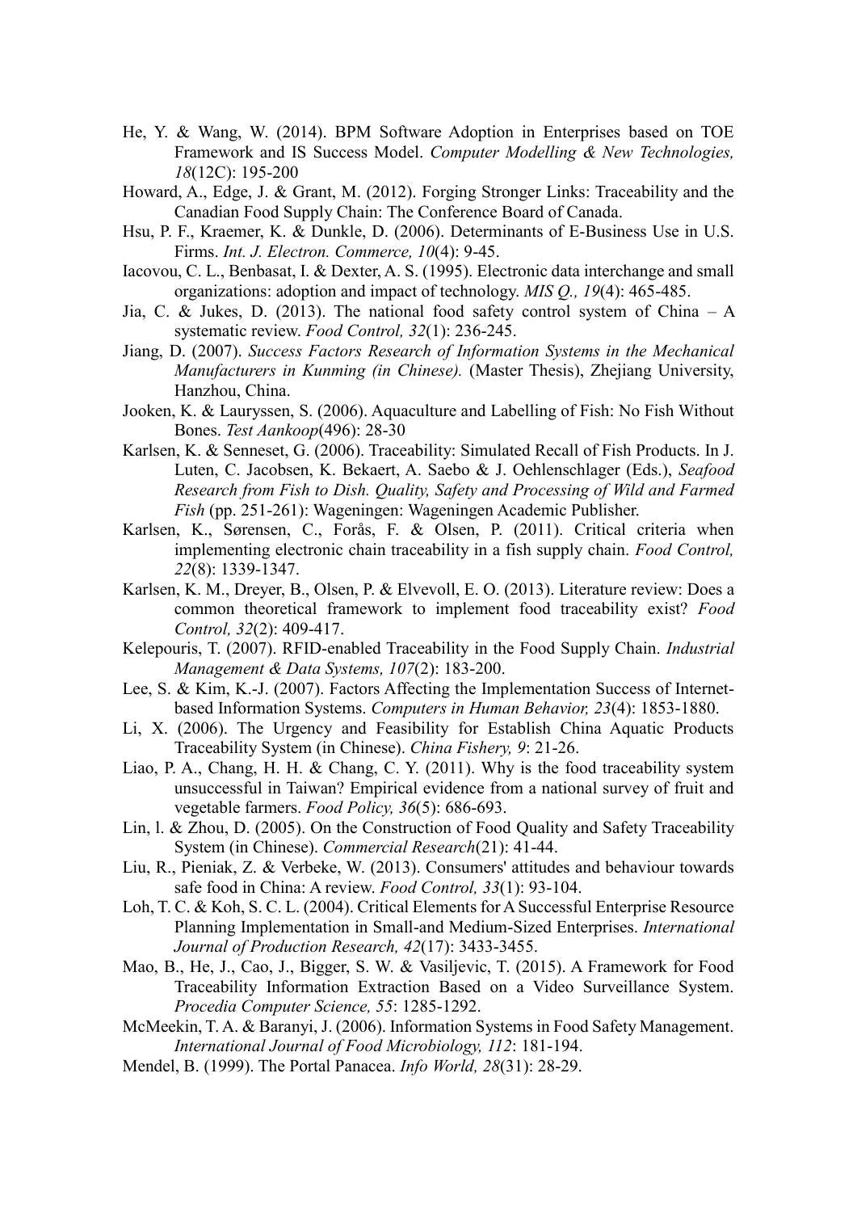He, Y. & Wang, W. (2014). BPM Software Adoption in Enterprises based on TOE Framework and IS Success Model. *Computer Modelling & New Technologies, 18*(12C): 195-200

Howard, A., Edge, J. & Grant, M. (2012). Forging Stronger Links: Traceability and the Canadian Food Supply Chain: The Conference Board of Canada.

Hsu, P. F., Kraemer, K. & Dunkle, D. (2006). Determinants of E-Business Use in U.S. Firms. *Int. J. Electron. Commerce, 10*(4): 9-45.

Iacovou, C. L., Benbasat, I. & Dexter, A. S. (1995). Electronic data interchange and small organizations: adoption and impact of technology. *MIS Q., 19*(4): 465-485.

Jia, C. & Jukes, D. (2013). The national food safety control system of China – A systematic review. *Food Control, 32*(1): 236-245.

Jiang, D. (2007). *Success Factors Research of Information Systems in the Mechanical Manufacturers in Kunming (in Chinese).* (Master Thesis), Zhejiang University, Hanzhou, China.

Jooken, K. & Lauryssen, S. (2006). Aquaculture and Labelling of Fish: No Fish Without Bones. *Test Aankoop*(496): 28-30

Karlsen, K. & Senneset, G. (2006). Traceability: Simulated Recall of Fish Products. In J. Luten, C. Jacobsen, K. Bekaert, A. Saebo & J. Oehlenschlager (Eds.), *Seafood Research from Fish to Dish. Quality, Safety and Processing of Wild and Farmed Fish* (pp. 251-261): Wageningen: Wageningen Academic Publisher.

Karlsen, K., Sørensen, C., Forås, F. & Olsen, P. (2011). Critical criteria when implementing electronic chain traceability in a fish supply chain. *Food Control, 22*(8): 1339-1347.

Karlsen, K. M., Dreyer, B., Olsen, P. & Elvevoll, E. O. (2013). Literature review: Does a common theoretical framework to implement food traceability exist? *Food Control, 32*(2): 409-417.

Kelepouris, T. (2007). RFID-enabled Traceability in the Food Supply Chain. *Industrial Management & Data Systems, 107*(2): 183-200.

Lee, S. & Kim, K.-J. (2007). Factors Affecting the Implementation Success of Internet-based Information Systems. *Computers in Human Behavior, 23*(4): 1853-1880.

Li, X. (2006). The Urgency and Feasibility for Establish China Aquatic Products Traceability System (in Chinese). *China Fishery, 9*: 21-26.

Liao, P. A., Chang, H. H. & Chang, C. Y. (2011). Why is the food traceability system unsuccessful in Taiwan? Empirical evidence from a national survey of fruit and vegetable farmers. *Food Policy, 36*(5): 686-693.

Lin, l. & Zhou, D. (2005). On the Construction of Food Quality and Safety Traceability System (in Chinese). *Commercial Research*(21): 41-44.

Liu, R., Pieniak, Z. & Verbeke, W. (2013). Consumers' attitudes and behaviour towards safe food in China: A review. *Food Control, 33*(1): 93-104.

Loh, T. C. & Koh, S. C. L. (2004). Critical Elements for A Successful Enterprise Resource Planning Implementation in Small-and Medium-Sized Enterprises. *International Journal of Production Research, 42*(17): 3433-3455.

Mao, B., He, J., Cao, J., Bigger, S. W. & Vasiljevic, T. (2015). A Framework for Food Traceability Information Extraction Based on a Video Surveillance System. *Procedia Computer Science, 55*: 1285-1292.

McMeekin, T. A. & Baranyi, J. (2006). Information Systems in Food Safety Management. *International Journal of Food Microbiology, 112*: 181-194.

Mendel, B. (1999). The Portal Panacea. *Info World, 28*(31): 28-29.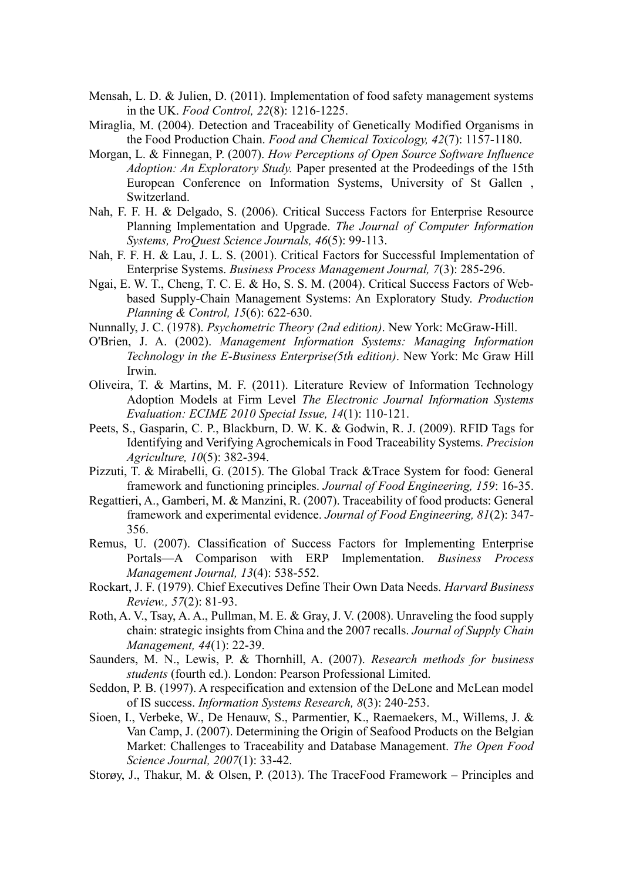Mensah, L. D. & Julien, D. (2011). Implementation of food safety management systems in the UK. *Food Control, 22*(8): 1216-1225.

Miraglia, M. (2004). Detection and Traceability of Genetically Modified Organisms in the Food Production Chain. *Food and Chemical Toxicology, 42*(7): 1157-1180.

Morgan, L. & Finnegan, P. (2007). *How Perceptions of Open Source Software Influence Adoption: An Exploratory Study.* Paper presented at the Prodeedings of the 15th European Conference on Information Systems, University of St Gallen , Switzerland.

Nah, F. F. H. & Delgado, S. (2006). Critical Success Factors for Enterprise Resource Planning Implementation and Upgrade. *The Journal of Computer Information Systems, ProQuest Science Journals, 46*(5): 99-113.

Nah, F. F. H. & Lau, J. L. S. (2001). Critical Factors for Successful Implementation of Enterprise Systems. *Business Process Management Journal, 7*(3): 285-296.

Ngai, E. W. T., Cheng, T. C. E. & Ho, S. S. M. (2004). Critical Success Factors of Web-based Supply-Chain Management Systems: An Exploratory Study. *Production Planning & Control, 15*(6): 622-630.

Nunnally, J. C. (1978). *Psychometric Theory (2nd edition)*. New York: McGraw-Hill.

O'Brien, J. A. (2002). *Management Information Systems: Managing Information Technology in the E-Business Enterprise(5th edition)*. New York: Mc Graw Hill Irwin.

Oliveira, T. & Martins, M. F. (2011). Literature Review of Information Technology Adoption Models at Firm Level *The Electronic Journal Information Systems Evaluation: ECIME 2010 Special Issue, 14*(1): 110-121.

Peets, S., Gasparin, C. P., Blackburn, D. W. K. & Godwin, R. J. (2009). RFID Tags for Identifying and Verifying Agrochemicals in Food Traceability Systems. *Precision Agriculture, 10*(5): 382-394.

Pizzuti, T. & Mirabelli, G. (2015). The Global Track &Trace System for food: General framework and functioning principles. *Journal of Food Engineering, 159*: 16-35.

Regattieri, A., Gamberi, M. & Manzini, R. (2007). Traceability of food products: General framework and experimental evidence. *Journal of Food Engineering, 81*(2): 347-356.

Remus, U. (2007). Classification of Success Factors for Implementing Enterprise Portals—A Comparison with ERP Implementation. *Business Process Management Journal, 13*(4): 538-552.

Rockart, J. F. (1979). Chief Executives Define Their Own Data Needs. *Harvard Business Review., 57*(2): 81-93.

Roth, A. V., Tsay, A. A., Pullman, M. E. & Gray, J. V. (2008). Unraveling the food supply chain: strategic insights from China and the 2007 recalls. *Journal of Supply Chain Management, 44*(1): 22-39.

Saunders, M. N., Lewis, P. & Thornhill, A. (2007). *Research methods for business students* (fourth ed.). London: Pearson Professional Limited.

Seddon, P. B. (1997). A respecification and extension of the DeLone and McLean model of IS success. *Information Systems Research, 8*(3): 240-253.

Sioen, I., Verbeke, W., De Henauw, S., Parmentier, K., Raemaekers, M., Willems, J. & Van Camp, J. (2007). Determining the Origin of Seafood Products on the Belgian Market: Challenges to Traceability and Database Management. *The Open Food Science Journal, 2007*(1): 33-42.

Storøy, J., Thakur, M. & Olsen, P. (2013). The TraceFood Framework – Principles and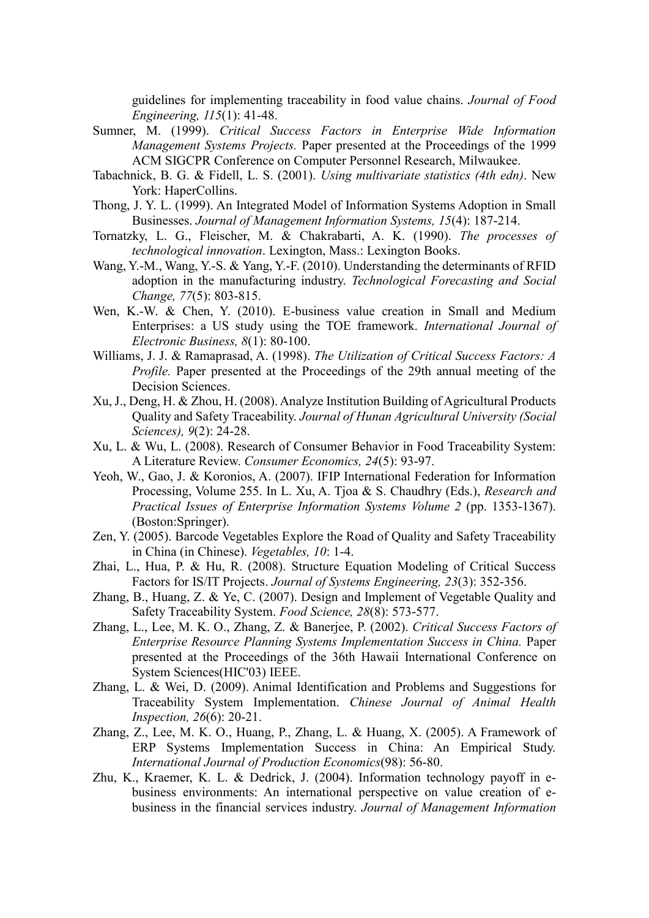guidelines for implementing traceability in food value chains. *Journal of Food Engineering, 115*(1): 41-48.

Sumner, M. (1999). *Critical Success Factors in Enterprise Wide Information Management Systems Projects.* Paper presented at the Proceedings of the 1999 ACM SIGCPR Conference on Computer Personnel Research, Milwaukee.

Tabachnick, B. G. & Fidell, L. S. (2001). *Using multivariate statistics (4th edn)*. New York: HaperCollins.

Thong, J. Y. L. (1999). An Integrated Model of Information Systems Adoption in Small Businesses. *Journal of Management Information Systems, 15*(4): 187-214.

Tornatzky, L. G., Fleischer, M. & Chakrabarti, A. K. (1990). *The processes of technological innovation*. Lexington, Mass.: Lexington Books.

Wang, Y.-M., Wang, Y.-S. & Yang, Y.-F. (2010). Understanding the determinants of RFID adoption in the manufacturing industry. *Technological Forecasting and Social Change, 77*(5): 803-815.

Wen, K.-W. & Chen, Y. (2010). E-business value creation in Small and Medium Enterprises: a US study using the TOE framework. *International Journal of Electronic Business, 8*(1): 80-100.

Williams, J. J. & Ramaprasad, A. (1998). *The Utilization of Critical Success Factors: A Profile.* Paper presented at the Proceedings of the 29th annual meeting of the Decision Sciences.

Xu, J., Deng, H. & Zhou, H. (2008). Analyze Institution Building of Agricultural Products Quality and Safety Traceability. *Journal of Hunan Agricultural University (Social Sciences), 9*(2): 24-28.

Xu, L. & Wu, L. (2008). Research of Consumer Behavior in Food Traceability System: A Literature Review. *Consumer Economics, 24*(5): 93-97.

Yeoh, W., Gao, J. & Koronios, A. (2007). IFIP International Federation for Information Processing, Volume 255. In L. Xu, A. Tjoa & S. Chaudhry (Eds.), *Research and Practical Issues of Enterprise Information Systems Volume 2* (pp. 1353-1367). (Boston:Springer).

Zen, Y. (2005). Barcode Vegetables Explore the Road of Quality and Safety Traceability in China (in Chinese). *Vegetables, 10*: 1-4.

Zhai, L., Hua, P. & Hu, R. (2008). Structure Equation Modeling of Critical Success Factors for IS/IT Projects. *Journal of Systems Engineering, 23*(3): 352-356.

Zhang, B., Huang, Z. & Ye, C. (2007). Design and Implement of Vegetable Quality and Safety Traceability System. *Food Science, 28*(8): 573-577.

Zhang, L., Lee, M. K. O., Zhang, Z. & Banerjee, P. (2002). *Critical Success Factors of Enterprise Resource Planning Systems Implementation Success in China.* Paper presented at the Proceedings of the 36th Hawaii International Conference on System Sciences(HIC'03) IEEE.

Zhang, L. & Wei, D. (2009). Animal Identification and Problems and Suggestions for Traceability System Implementation. *Chinese Journal of Animal Health Inspection, 26*(6): 20-21.

Zhang, Z., Lee, M. K. O., Huang, P., Zhang, L. & Huang, X. (2005). A Framework of ERP Systems Implementation Success in China: An Empirical Study. *International Journal of Production Economics*(98): 56-80.

Zhu, K., Kraemer, K. L. & Dedrick, J. (2004). Information technology payoff in e-business environments: An international perspective on value creation of e-business in the financial services industry. *Journal of Management Information*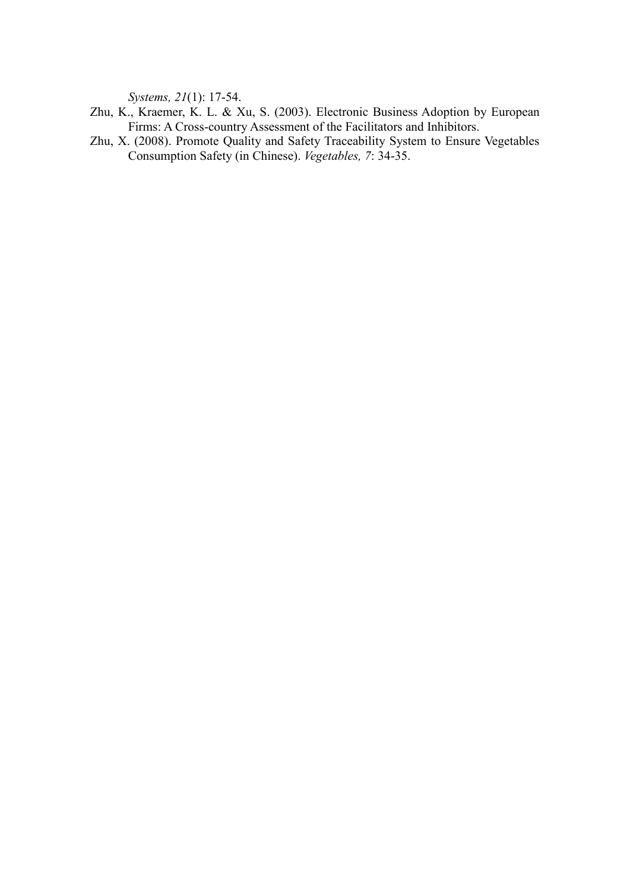*Systems, 21*(1): 17-54.

Zhu, K., Kraemer, K. L. & Xu, S. (2003). Electronic Business Adoption by European Firms: A Cross-country Assessment of the Facilitators and Inhibitors.

Zhu, X. (2008). Promote Quality and Safety Traceability System to Ensure Vegetables Consumption Safety (in Chinese). *Vegetables, 7*: 34-35.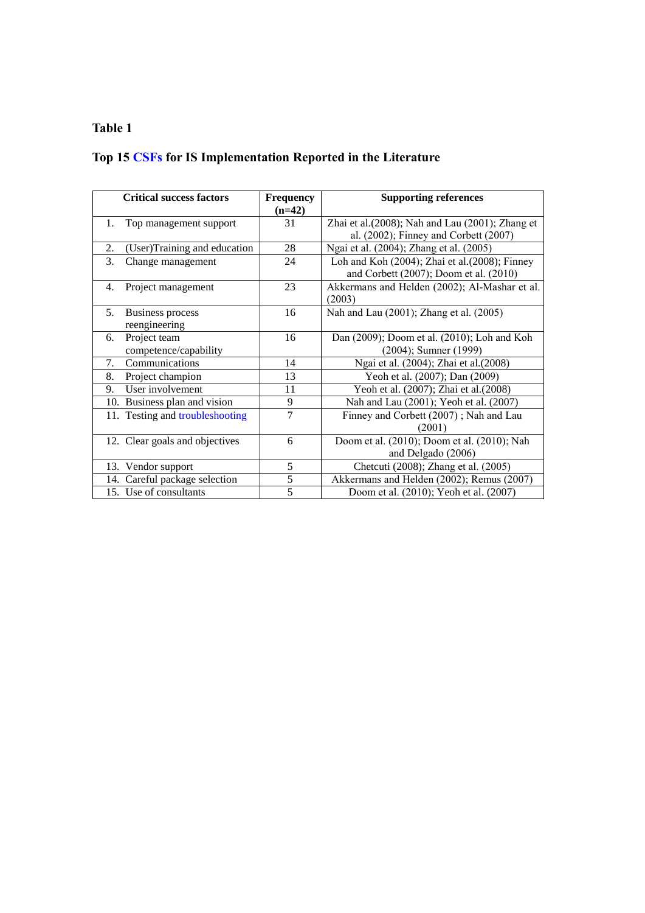**Table 1**

**Top 15 CSFs for IS Implementation Reported in the Literature**

| Critical success factors | Frequency (n=42) | Supporting references |
|---|---|---|
| 1. Top management support | 31 | Zhai et al.(2008); Nah and Lau (2001); Zhang et al. (2002); Finney and Corbett (2007) |
| 2. (User)Training and education | 28 | Ngai et al. (2004); Zhang et al. (2005) |
| 3. Change management | 24 | Loh and Koh (2004); Zhai et al.(2008); Finney and Corbett (2007); Doom et al. (2010) |
| 4. Project management | 23 | Akkermans and Helden (2002); Al-Mashar et al. (2003) |
| 5. Business process reengineering | 16 | Nah and Lau (2001); Zhang et al. (2005) |
| 6. Project team competence/capability | 16 | Dan (2009); Doom et al. (2010); Loh and Koh (2004); Sumner (1999) |
| 7. Communications | 14 | Ngai et al. (2004); Zhai et al.(2008) |
| 8. Project champion | 13 | Yeoh et al. (2007); Dan (2009) |
| 9. User involvement | 11 | Yeoh et al. (2007); Zhai et al.(2008) |
| 10. Business plan and vision | 9 | Nah and Lau (2001); Yeoh et al. (2007) |
| 11. Testing and troubleshooting | 7 | Finney and Corbett (2007) ; Nah and Lau (2001) |
| 12. Clear goals and objectives | 6 | Doom et al. (2010); Doom et al. (2010); Nah and Delgado (2006) |
| 13. Vendor support | 5 | Chetcuti (2008); Zhang et al. (2005) |
| 14. Careful package selection | 5 | Akkermans and Helden (2002); Remus (2007) |
| 15. Use of consultants | 5 | Doom et al. (2010); Yeoh et al. (2007) |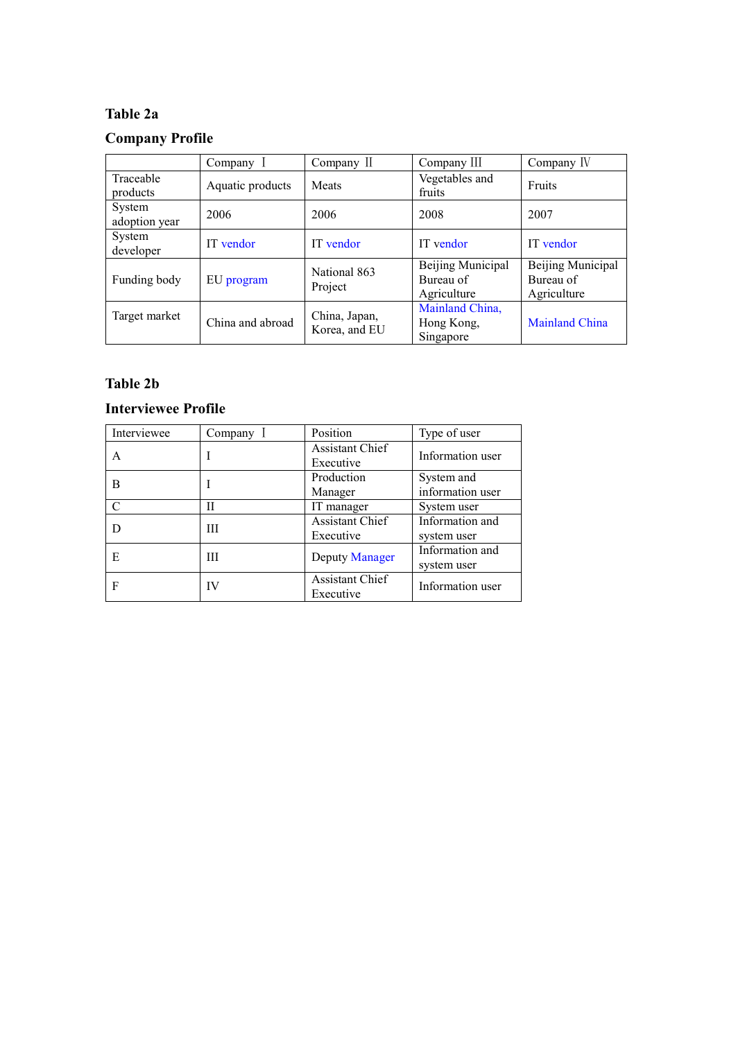**Table 2a**

**Company Profile**

| | Company Ⅰ | Company Ⅱ | Company Ⅲ | Company Ⅳ |
|---|---|---|---|---|
| Traceable products | Aquatic products | Meats | Vegetables and fruits | Fruits |
| System adoption year | 2006 | 2006 | 2008 | 2007 |
| System developer | IT vendor | IT vendor | IT vendor | IT vendor |
| Funding body | EU program | National 863 Project | Beijing Municipal Bureau of Agriculture | Beijing Municipal Bureau of Agriculture |
| Target market | China and abroad | China, Japan, Korea, and EU | Mainland China, Hong Kong, Singapore | Mainland China |

**Table 2b**

**Interviewee Profile**

| Interviewee | Company Ⅰ | Position | Type of user |
|---|---|---|---|
| A | I | Assistant Chief Executive | Information user |
| B | I | Production Manager | System and information user |
| C | II | IT manager | System user |
| D | III | Assistant Chief Executive | Information and system user |
| E | III | Deputy Manager | Information and system user |
| F | IV | Assistant Chief Executive | Information user |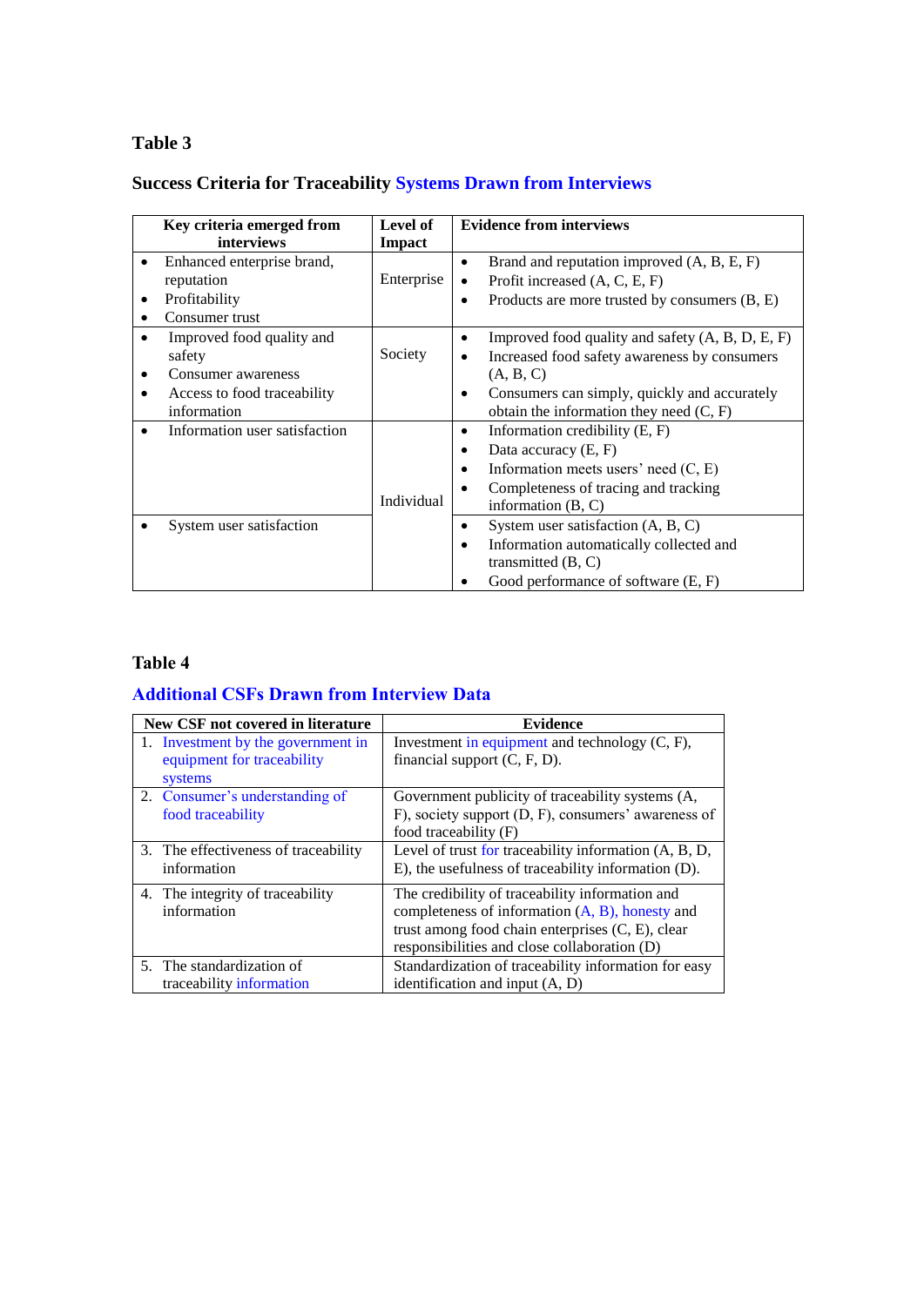**Table 3**

**Success Criteria for Traceability Systems Drawn from Interviews**

| Key criteria emerged from interviews | Level of Impact | Evidence from interviews |
|---|---|---|
| • Enhanced enterprise brand, reputation<br>• Profitability<br>• Consumer trust | Enterprise | • Brand and reputation improved (A, B, E, F)<br>• Profit increased (A, C, E, F)<br>• Products are more trusted by consumers (B, E) |
| • Improved food quality and safety<br>• Consumer awareness<br>• Access to food traceability information | Society | • Improved food quality and safety (A, B, D, E, F)<br>• Increased food safety awareness by consumers (A, B, C)<br>• Consumers can simply, quickly and accurately obtain the information they need (C, F) |
| • Information user satisfaction | Individual | • Information credibility (E, F)<br>• Data accuracy (E, F)<br>• Information meets users' need (C, E)<br>• Completeness of tracing and tracking information (B, C) |
| • System user satisfaction | | • System user satisfaction (A, B, C)<br>• Information automatically collected and transmitted (B, C)<br>• Good performance of software (E, F) |

**Table 4**

**Additional CSFs Drawn from Interview Data**

| New CSF not covered in literature | Evidence |
|---|---|
| 1. Investment by the government in equipment for traceability systems | Investment in equipment and technology (C, F), financial support (C, F, D). |
| 2. Consumer's understanding of food traceability | Government publicity of traceability systems (A, F), society support (D, F), consumers' awareness of food traceability (F) |
| 3. The effectiveness of traceability information | Level of trust for traceability information (A, B, D, E), the usefulness of traceability information (D). |
| 4. The integrity of traceability information | The credibility of traceability information and completeness of information (A, B), honesty and trust among food chain enterprises (C, E), clear responsibilities and close collaboration (D) |
| 5. The standardization of traceability information | Standardization of traceability information for easy identification and input (A, D) |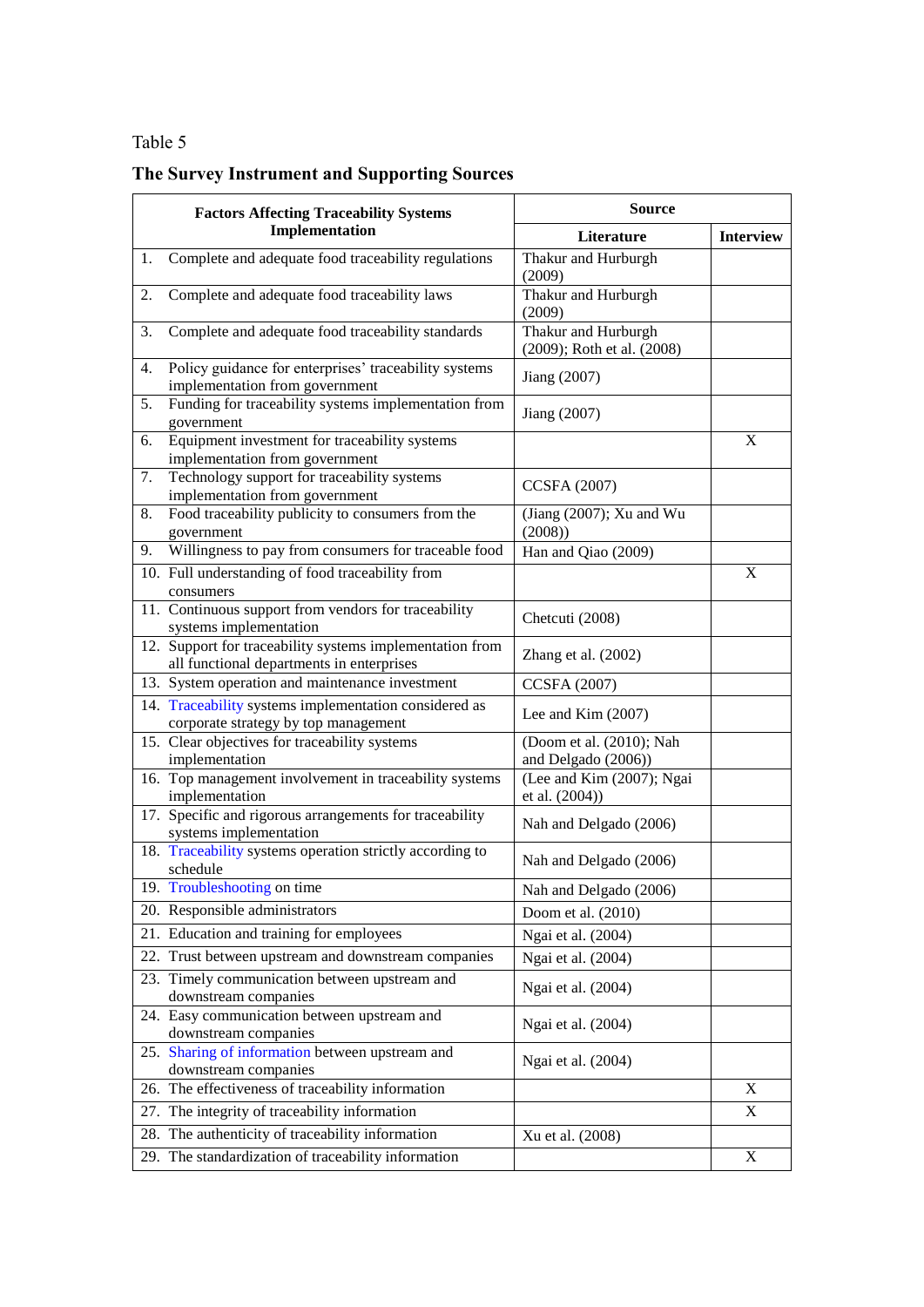Table 5

**The Survey Instrument and Supporting Sources**

| Factors Affecting Traceability Systems Implementation | Source | |
|---|---|---|
| | Literature | Interview |
| 1. Complete and adequate food traceability regulations | Thakur and Hurburgh (2009) | |
| 2. Complete and adequate food traceability laws | Thakur and Hurburgh (2009) | |
| 3. Complete and adequate food traceability standards | Thakur and Hurburgh (2009); Roth et al. (2008) | |
| 4. Policy guidance for enterprises' traceability systems implementation from government | Jiang (2007) | |
| 5. Funding for traceability systems implementation from government | Jiang (2007) | |
| 6. Equipment investment for traceability systems implementation from government | | X |
| 7. Technology support for traceability systems implementation from government | CCSFA (2007) | |
| 8. Food traceability publicity to consumers from the government | (Jiang (2007); Xu and Wu (2008)) | |
| 9. Willingness to pay from consumers for traceable food | Han and Qiao (2009) | |
| 10. Full understanding of food traceability from consumers | | X |
| 11. Continuous support from vendors for traceability systems implementation | Chetcuti (2008) | |
| 12. Support for traceability systems implementation from all functional departments in enterprises | Zhang et al. (2002) | |
| 13. System operation and maintenance investment | CCSFA (2007) | |
| 14. Traceability systems implementation considered as corporate strategy by top management | Lee and Kim (2007) | |
| 15. Clear objectives for traceability systems implementation | (Doom et al. (2010); Nah and Delgado (2006)) | |
| 16. Top management involvement in traceability systems implementation | (Lee and Kim (2007); Ngai et al. (2004)) | |
| 17. Specific and rigorous arrangements for traceability systems implementation | Nah and Delgado (2006) | |
| 18. Traceability systems operation strictly according to schedule | Nah and Delgado (2006) | |
| 19. Troubleshooting on time | Nah and Delgado (2006) | |
| 20. Responsible administrators | Doom et al. (2010) | |
| 21. Education and training for employees | Ngai et al. (2004) | |
| 22. Trust between upstream and downstream companies | Ngai et al. (2004) | |
| 23. Timely communication between upstream and downstream companies | Ngai et al. (2004) | |
| 24. Easy communication between upstream and downstream companies | Ngai et al. (2004) | |
| 25. Sharing of information between upstream and downstream companies | Ngai et al. (2004) | |
| 26. The effectiveness of traceability information | | X |
| 27. The integrity of traceability information | | X |
| 28. The authenticity of traceability information | Xu et al. (2008) | |
| 29. The standardization of traceability information | | X |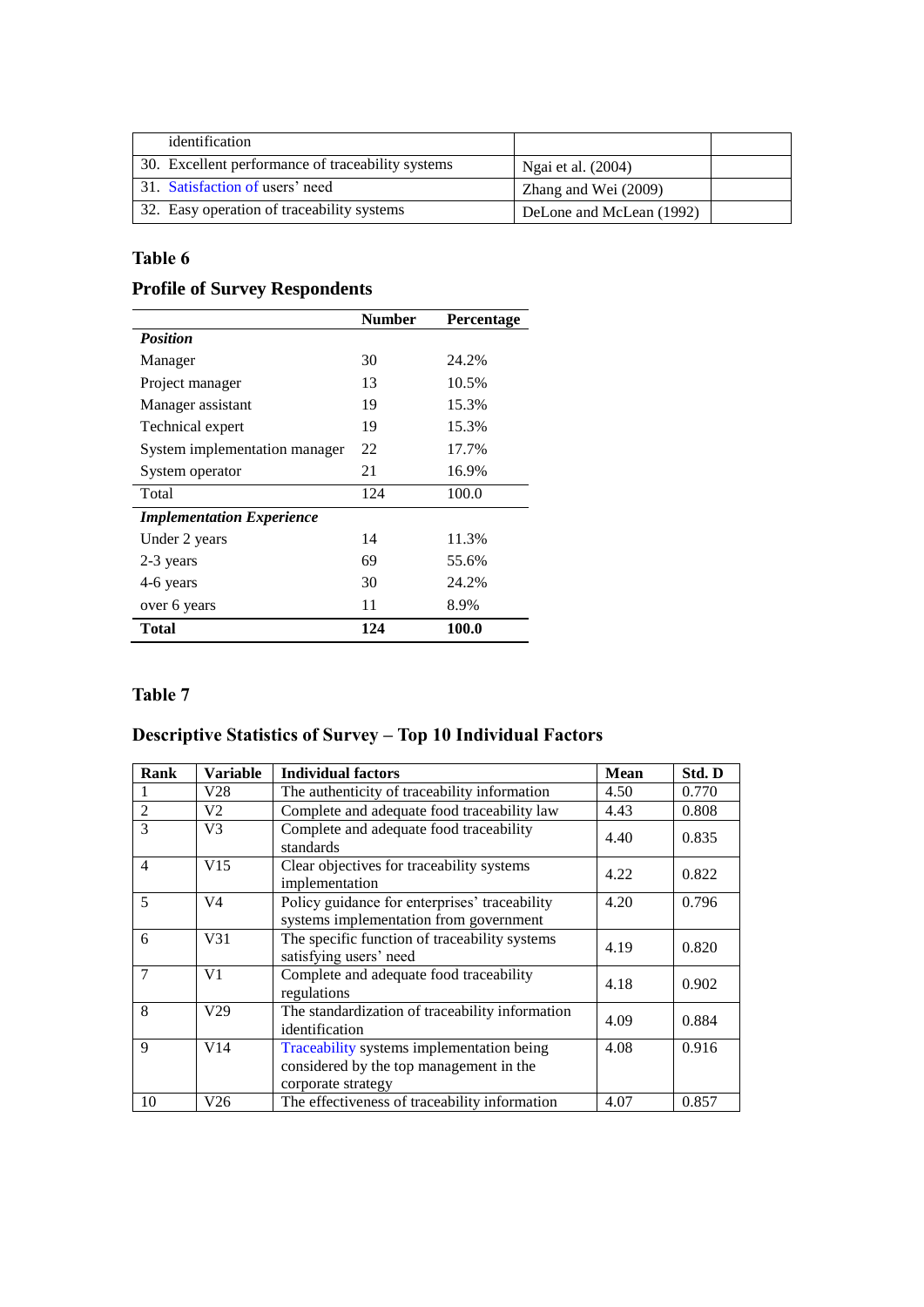| identification | | |
|---|---|---|
| 30. Excellent performance of traceability systems | Ngai et al. (2004) | |
| 31. Satisfaction of users' need | Zhang and Wei (2009) | |
| 32. Easy operation of traceability systems | DeLone and McLean (1992) | |

## Table 6

## Profile of Survey Respondents

| | Number | Percentage |
|---|---|---|
| ***Position*** | | |
| Manager | 30 | 24.2% |
| Project manager | 13 | 10.5% |
| Manager assistant | 19 | 15.3% |
| Technical expert | 19 | 15.3% |
| System implementation manager | 22 | 17.7% |
| System operator | 21 | 16.9% |
| Total | 124 | 100.0 |
| ***Implementation Experience*** | | |
| Under 2 years | 14 | 11.3% |
| 2-3 years | 69 | 55.6% |
| 4-6 years | 30 | 24.2% |
| over 6 years | 11 | 8.9% |
| **Total** | **124** | **100.0** |

## Table 7

## Descriptive Statistics of Survey – Top 10 Individual Factors

| Rank | Variable | Individual factors | Mean | Std. D |
|---|---|---|---|---|
| 1 | V28 | The authenticity of traceability information | 4.50 | 0.770 |
| 2 | V2 | Complete and adequate food traceability law | 4.43 | 0.808 |
| 3 | V3 | Complete and adequate food traceability standards | 4.40 | 0.835 |
| 4 | V15 | Clear objectives for traceability systems implementation | 4.22 | 0.822 |
| 5 | V4 | Policy guidance for enterprises' traceability systems implementation from government | 4.20 | 0.796 |
| 6 | V31 | The specific function of traceability systems satisfying users' need | 4.19 | 0.820 |
| 7 | V1 | Complete and adequate food traceability regulations | 4.18 | 0.902 |
| 8 | V29 | The standardization of traceability information identification | 4.09 | 0.884 |
| 9 | V14 | Traceability systems implementation being considered by the top management in the corporate strategy | 4.08 | 0.916 |
| 10 | V26 | The effectiveness of traceability information | 4.07 | 0.857 |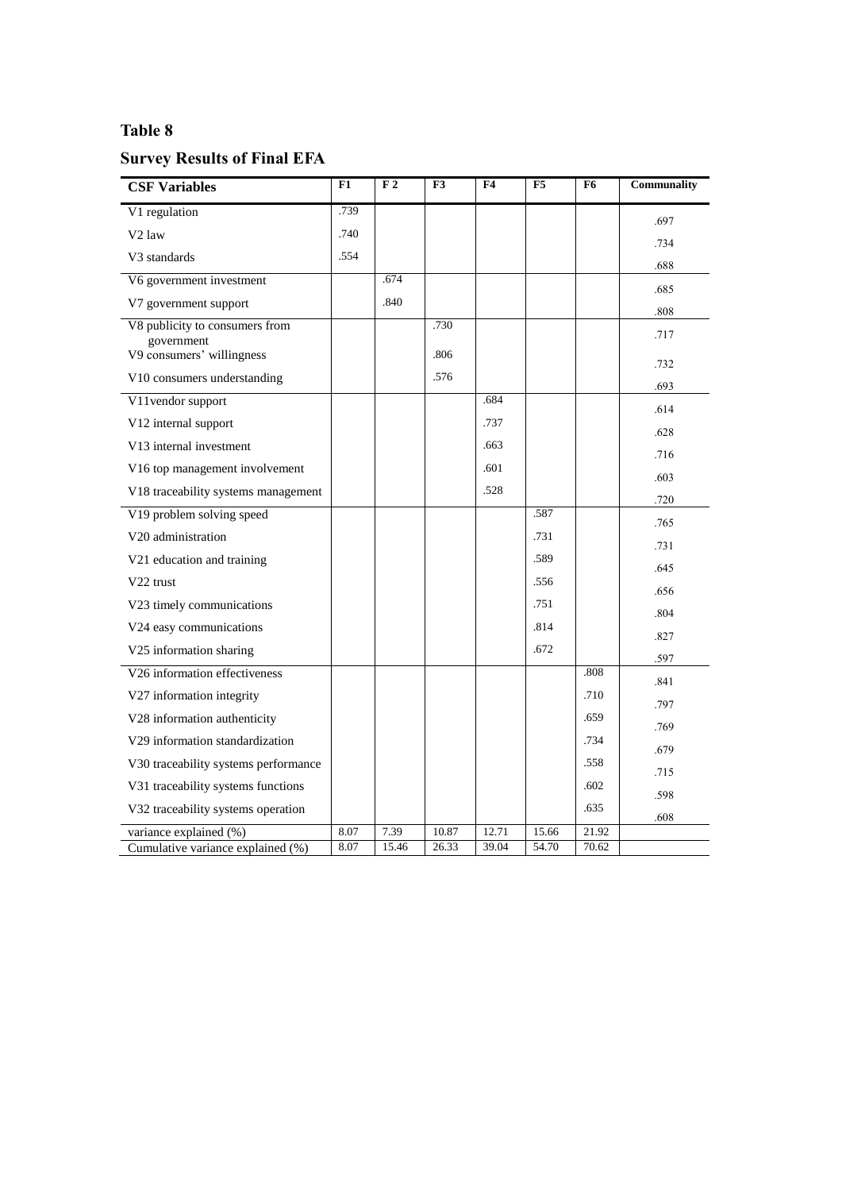**Table 8**

**Survey Results of Final EFA**

| CSF Variables | F1 | F 2 | F3 | F4 | F5 | F6 | Communality |
|---|---|---|---|---|---|---|---|
| V1 regulation | .739 | | | | | | .697 |
| V2 law | .740 | | | | | | .734 |
| V3 standards | .554 | | | | | | .688 |
| V6 government investment | | .674 | | | | | .685 |
| V7 government support | | .840 | | | | | .808 |
| V8 publicity to consumers from government | | | .730 | | | | .717 |
| V9 consumers' willingness | | | .806 | | | | .732 |
| V10 consumers understanding | | | .576 | | | | .693 |
| V11vendor support | | | | .684 | | | .614 |
| V12 internal support | | | | .737 | | | .628 |
| V13 internal investment | | | | .663 | | | .716 |
| V16 top management involvement | | | | .601 | | | .603 |
| V18 traceability systems management | | | | .528 | | | .720 |
| V19 problem solving speed | | | | | .587 | | .765 |
| V20 administration | | | | | .731 | | .731 |
| V21 education and training | | | | | .589 | | .645 |
| V22 trust | | | | | .556 | | .656 |
| V23 timely communications | | | | | .751 | | .804 |
| V24 easy communications | | | | | .814 | | .827 |
| V25 information sharing | | | | | .672 | | .597 |
| V26 information effectiveness | | | | | | .808 | .841 |
| V27 information integrity | | | | | | .710 | .797 |
| V28 information authenticity | | | | | | .659 | .769 |
| V29 information standardization | | | | | | .734 | .679 |
| V30 traceability systems performance | | | | | | .558 | .715 |
| V31 traceability systems functions | | | | | | .602 | .598 |
| V32 traceability systems operation | | | | | | .635 | .608 |
| variance explained (%) | 8.07 | 7.39 | 10.87 | 12.71 | 15.66 | 21.92 | |
| Cumulative variance explained (%) | 8.07 | 15.46 | 26.33 | 39.04 | 54.70 | 70.62 | |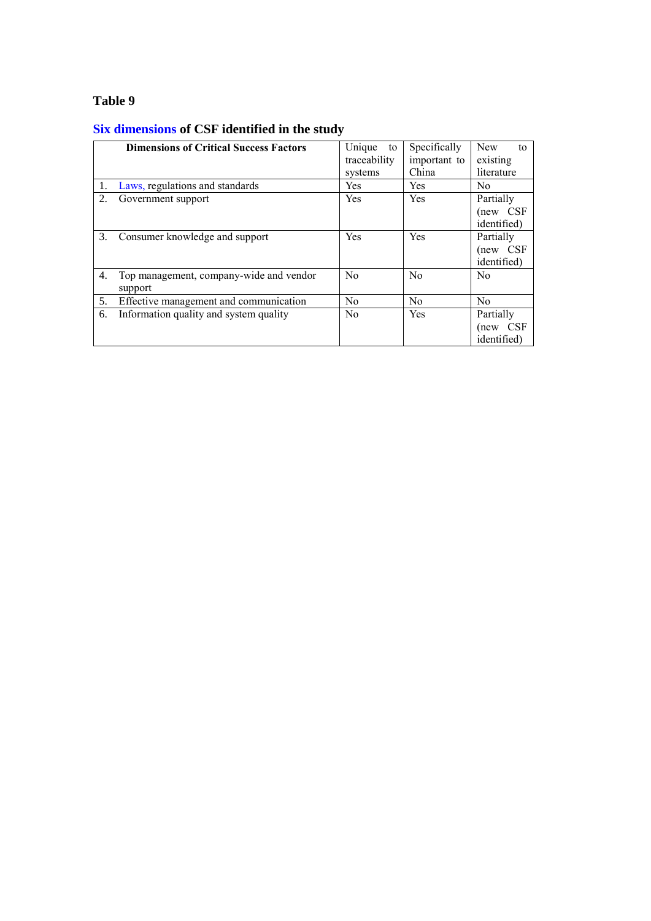**Table 9**

**Six dimensions of CSF identified in the study**

| Dimensions of Critical Success Factors | Unique to traceability systems | Specifically important to China | New to existing literature |
|---|---|---|---|
| 1. Laws, regulations and standards | Yes | Yes | No |
| 2. Government support | Yes | Yes | Partially (new CSF identified) |
| 3. Consumer knowledge and support | Yes | Yes | Partially (new CSF identified) |
| 4. Top management, company-wide and vendor support | No | No | No |
| 5. Effective management and communication | No | No | No |
| 6. Information quality and system quality | No | Yes | Partially (new CSF identified) |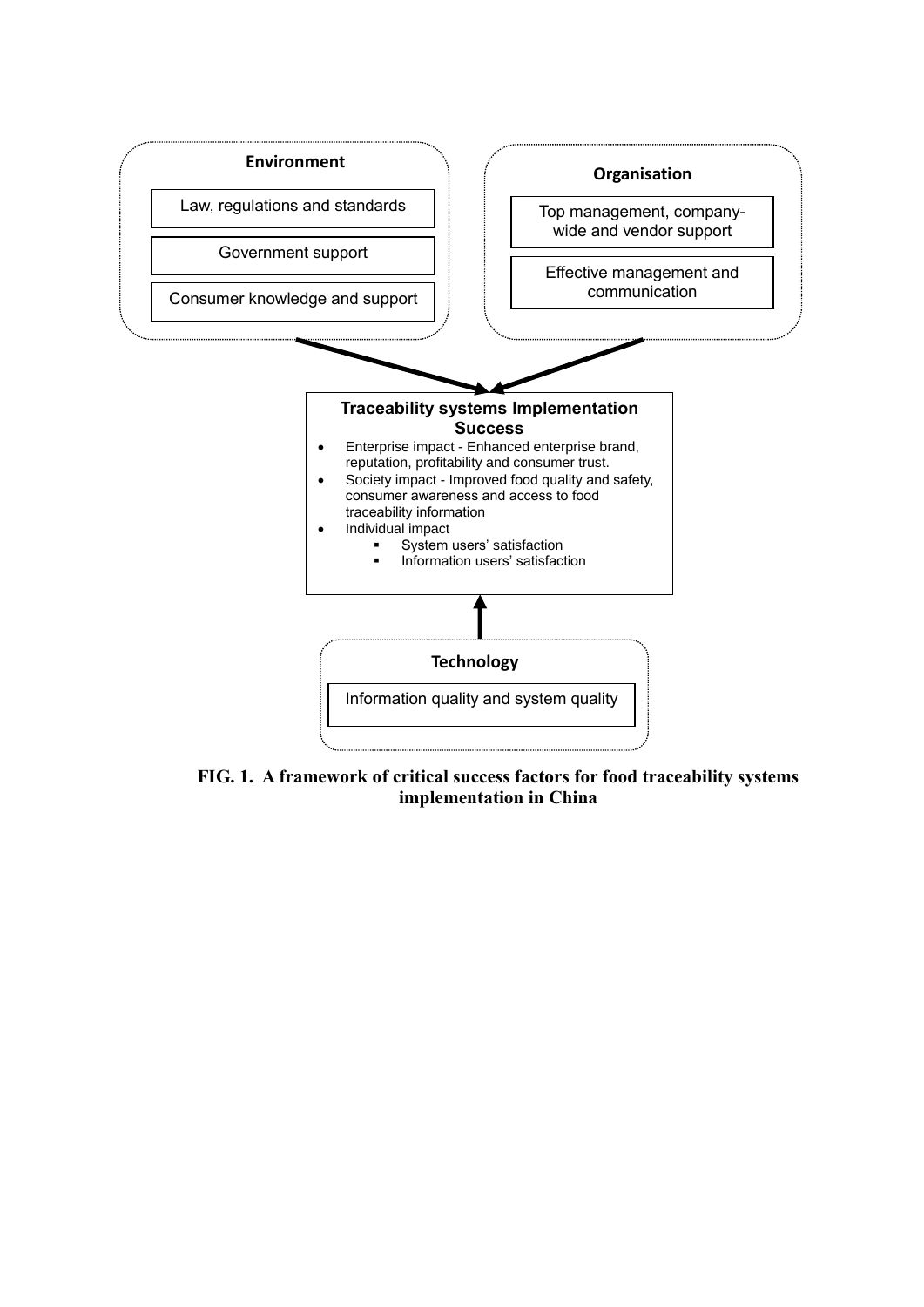**Environment**

- Law, regulations and standards
- Government support
- Consumer knowledge and support

**Organisation**

- Top management, company-wide and vendor support
- Effective management and communication

**Traceability systems Implementation Success**

- Enterprise impact - Enhanced enterprise brand, reputation, profitability and consumer trust.
- Society impact - Improved food quality and safety, consumer awareness and access to food traceability information
- Individual impact
  - System users' satisfaction
  - Information users' satisfaction

**Technology**

- Information quality and system quality

**FIG. 1. A framework of critical success factors for food traceability systems implementation in China**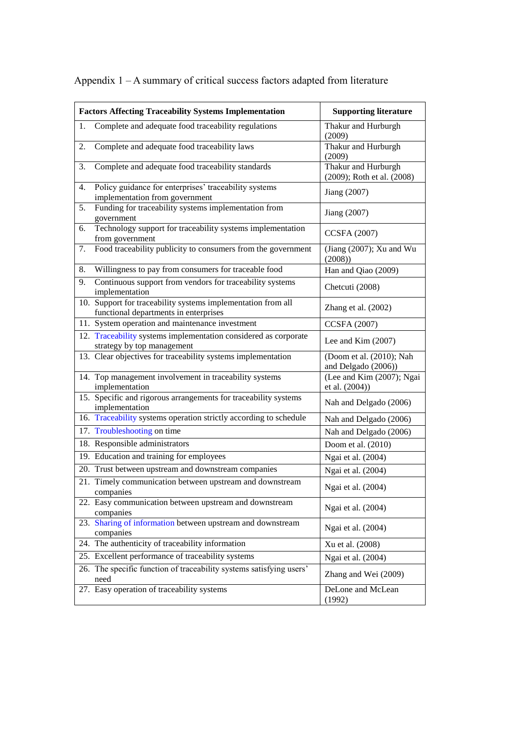Appendix 1 – A summary of critical success factors adapted from literature

| Factors Affecting Traceability Systems Implementation | Supporting literature |
|---|---|
| 1. Complete and adequate food traceability regulations | Thakur and Hurburgh (2009) |
| 2. Complete and adequate food traceability laws | Thakur and Hurburgh (2009) |
| 3. Complete and adequate food traceability standards | Thakur and Hurburgh (2009); Roth et al. (2008) |
| 4. Policy guidance for enterprises' traceability systems implementation from government | Jiang (2007) |
| 5. Funding for traceability systems implementation from government | Jiang (2007) |
| 6. Technology support for traceability systems implementation from government | CCSFA (2007) |
| 7. Food traceability publicity to consumers from the government | (Jiang (2007); Xu and Wu (2008)) |
| 8. Willingness to pay from consumers for traceable food | Han and Qiao (2009) |
| 9. Continuous support from vendors for traceability systems implementation | Chetcuti (2008) |
| 10. Support for traceability systems implementation from all functional departments in enterprises | Zhang et al. (2002) |
| 11. System operation and maintenance investment | CCSFA (2007) |
| 12. Traceability systems implementation considered as corporate strategy by top management | Lee and Kim (2007) |
| 13. Clear objectives for traceability systems implementation | (Doom et al. (2010); Nah and Delgado (2006)) |
| 14. Top management involvement in traceability systems implementation | (Lee and Kim (2007); Ngai et al. (2004)) |
| 15. Specific and rigorous arrangements for traceability systems implementation | Nah and Delgado (2006) |
| 16. Traceability systems operation strictly according to schedule | Nah and Delgado (2006) |
| 17. Troubleshooting on time | Nah and Delgado (2006) |
| 18. Responsible administrators | Doom et al. (2010) |
| 19. Education and training for employees | Ngai et al. (2004) |
| 20. Trust between upstream and downstream companies | Ngai et al. (2004) |
| 21. Timely communication between upstream and downstream companies | Ngai et al. (2004) |
| 22. Easy communication between upstream and downstream companies | Ngai et al. (2004) |
| 23. Sharing of information between upstream and downstream companies | Ngai et al. (2004) |
| 24. The authenticity of traceability information | Xu et al. (2008) |
| 25. Excellent performance of traceability systems | Ngai et al. (2004) |
| 26. The specific function of traceability systems satisfying users' need | Zhang and Wei (2009) |
| 27. Easy operation of traceability systems | DeLone and McLean (1992) |